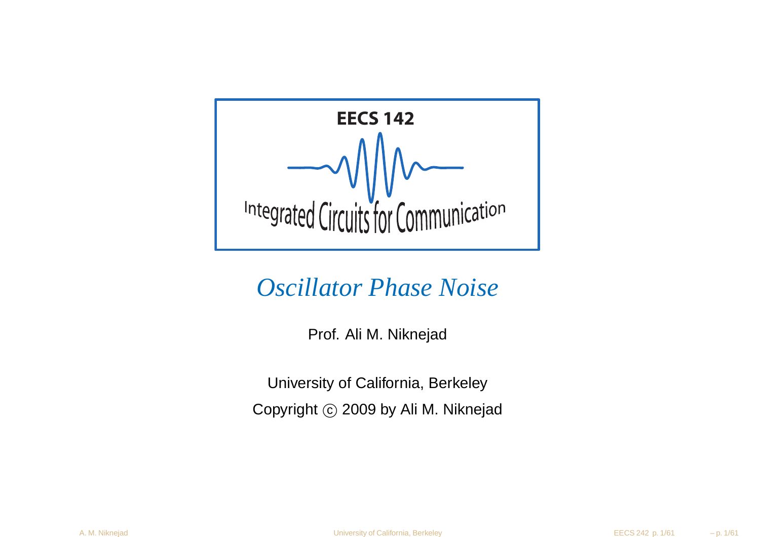**EECS 142**

Integrated Circuits for Communication

# *Oscillator Phase Noise*

Prof. Ali M. Niknejad

University of California, Berkeley

Copyright © 2009 by Ali M. Niknejad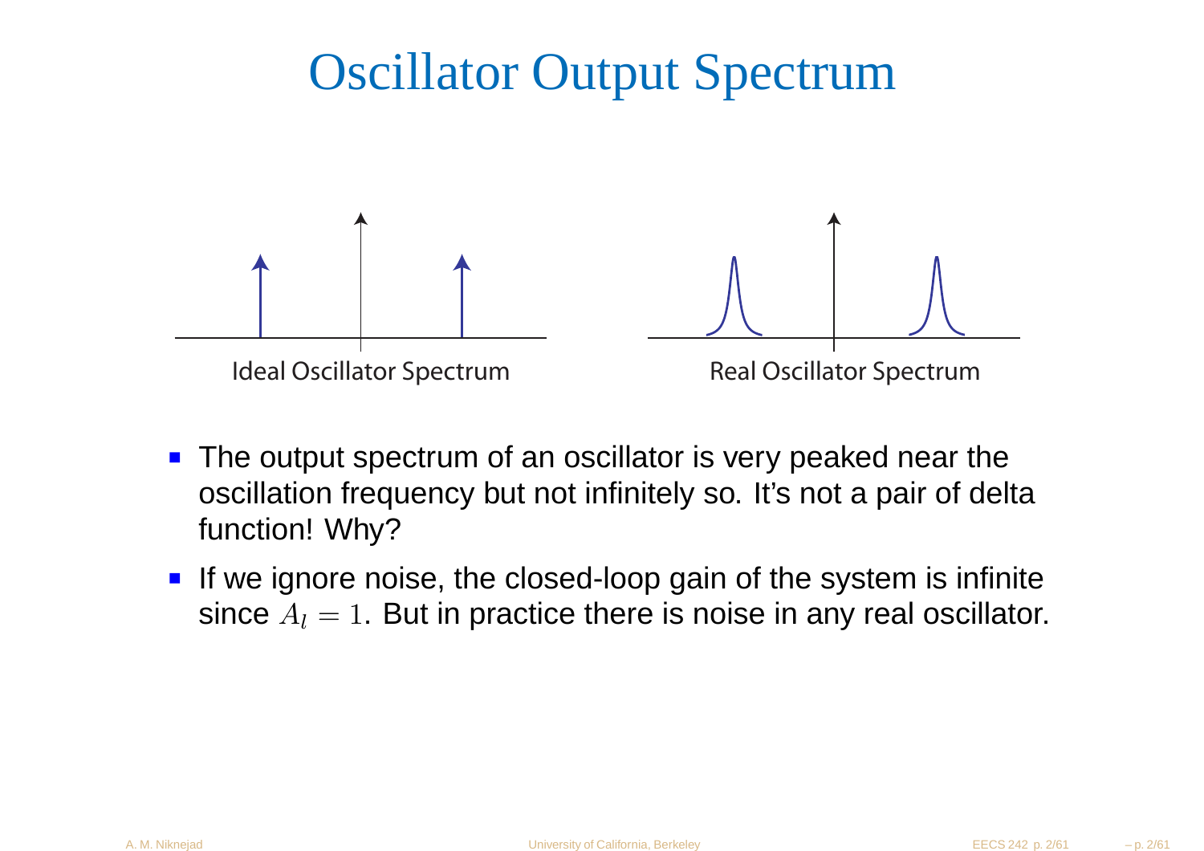# Oscillator Output Spectrum

Ideal Oscillator Spectrum

Real Oscillator Spectrum

- The output spectrum of an oscillator is very peaked near the oscillation frequency but not infinitely so. It's not a pair of delta function! Why?
- If we ignore noise, the closed-loop gain of the system is infinite since $A_l = 1$. But in practice there is noise in any real oscillator.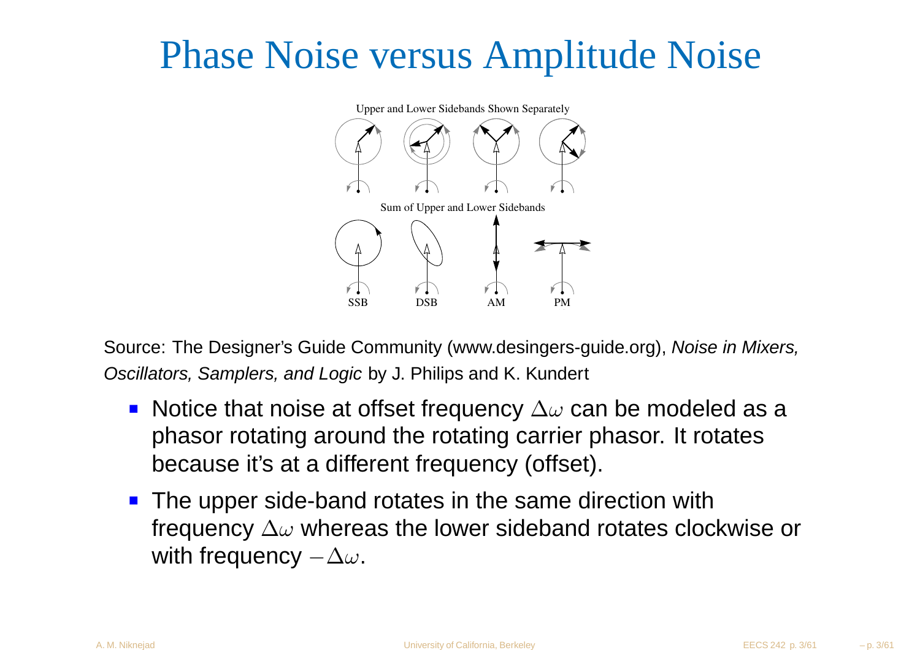# Phase Noise versus Amplitude Noise

Source: The Designer's Guide Community (www.desingers-guide.org), *Noise in Mixers, Oscillators, Samplers, and Logic* by J. Philips and K. Kundert

- Notice that noise at offset frequency $\Delta\omega$ can be modeled as a phasor rotating around the rotating carrier phasor. It rotates because it's at a different frequency (offset).
- The upper side-band rotates in the same direction with frequency $\Delta\omega$ whereas the lower sideband rotates clockwise or with frequency $-\Delta\omega$.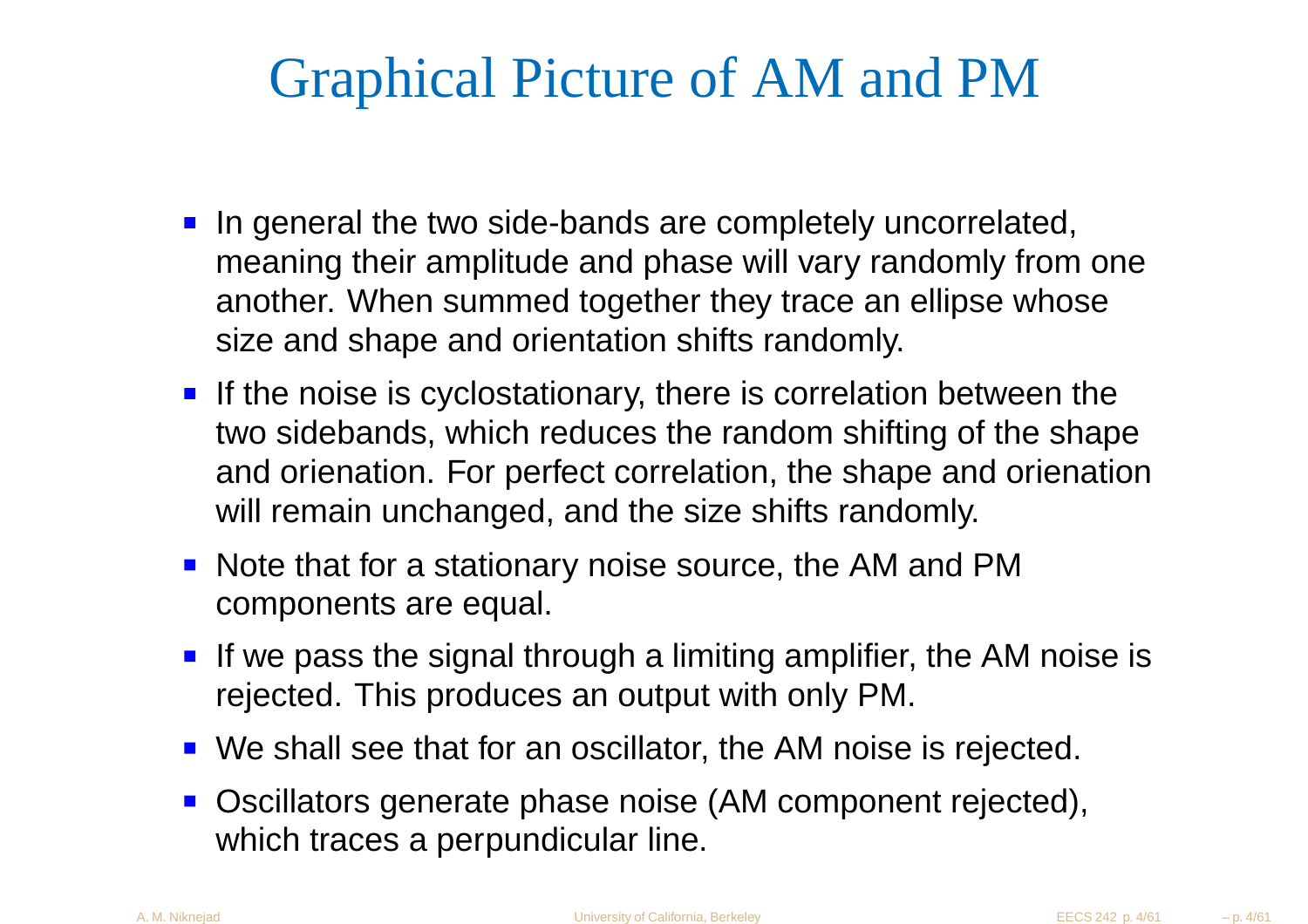# Graphical Picture of AM and PM

- In general the two side-bands are completely uncorrelated, meaning their amplitude and phase will vary randomly from one another. When summed together they trace an ellipse whose size and shape and orientation shifts randomly.
- If the noise is cyclostationary, there is correlation between the two sidebands, which reduces the random shifting of the shape and orienation. For perfect correlation, the shape and orienation will remain unchanged, and the size shifts randomly.
- Note that for a stationary noise source, the AM and PM components are equal.
- If we pass the signal through a limiting amplifier, the AM noise is rejected. This produces an output with only PM.
- We shall see that for an oscillator, the AM noise is rejected.
- Oscillators generate phase noise (AM component rejected), which traces a perpundicular line.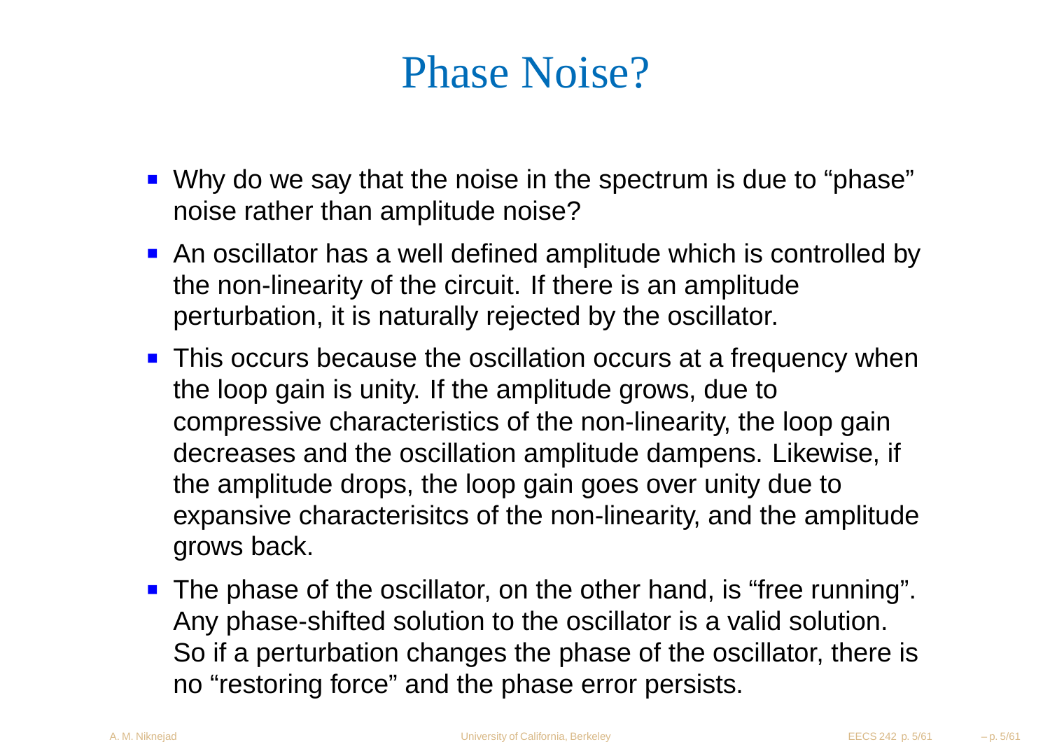# Phase Noise?

- Why do we say that the noise in the spectrum is due to "phase" noise rather than amplitude noise?
- An oscillator has a well defined amplitude which is controlled by the non-linearity of the circuit. If there is an amplitude perturbation, it is naturally rejected by the oscillator.
- This occurs because the oscillation occurs at a frequency when the loop gain is unity. If the amplitude grows, due to compressive characteristics of the non-linearity, the loop gain decreases and the oscillation amplitude dampens. Likewise, if the amplitude drops, the loop gain goes over unity due to expansive characterisitcs of the non-linearity, and the amplitude grows back.
- The phase of the oscillator, on the other hand, is "free running". Any phase-shifted solution to the oscillator is a valid solution. So if a perturbation changes the phase of the oscillator, there is no "restoring force" and the phase error persists.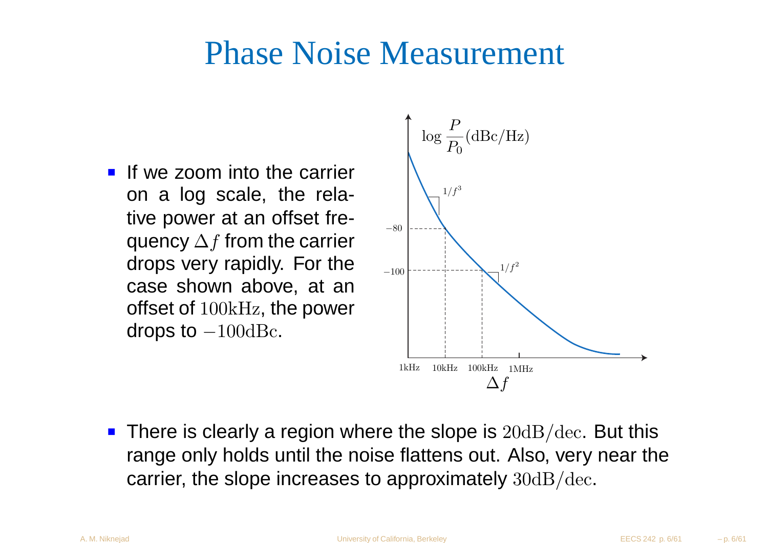# Phase Noise Measurement

- If we zoom into the carrier on a log scale, the relative power at an offset frequency $\Delta f$ from the carrier drops very rapidly. For the case shown above, at an offset of $100\text{kHz}$, the power drops to $-100\text{dBc}$.

- There is clearly a region where the slope is $20\text{dB}/\text{dec}$. But this range only holds until the noise flattens out. Also, very near the carrier, the slope increases to approximately $30\text{dB}/\text{dec}$.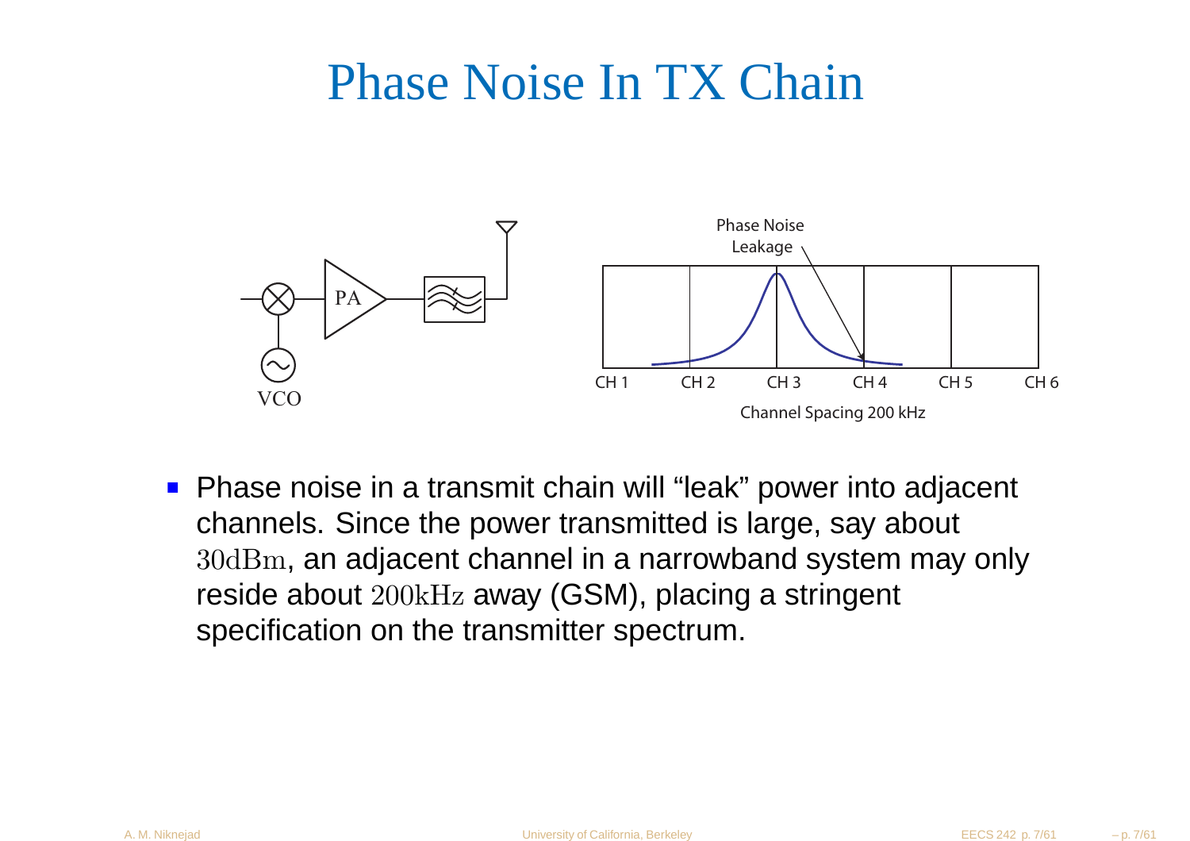# Phase Noise In TX Chain

- Phase noise in a transmit chain will "leak" power into adjacent channels. Since the power transmitted is large, say about $30\mathrm{dBm}$, an adjacent channel in a narrowband system may only reside about $200\mathrm{kHz}$ away (GSM), placing a stringent specification on the transmitter spectrum.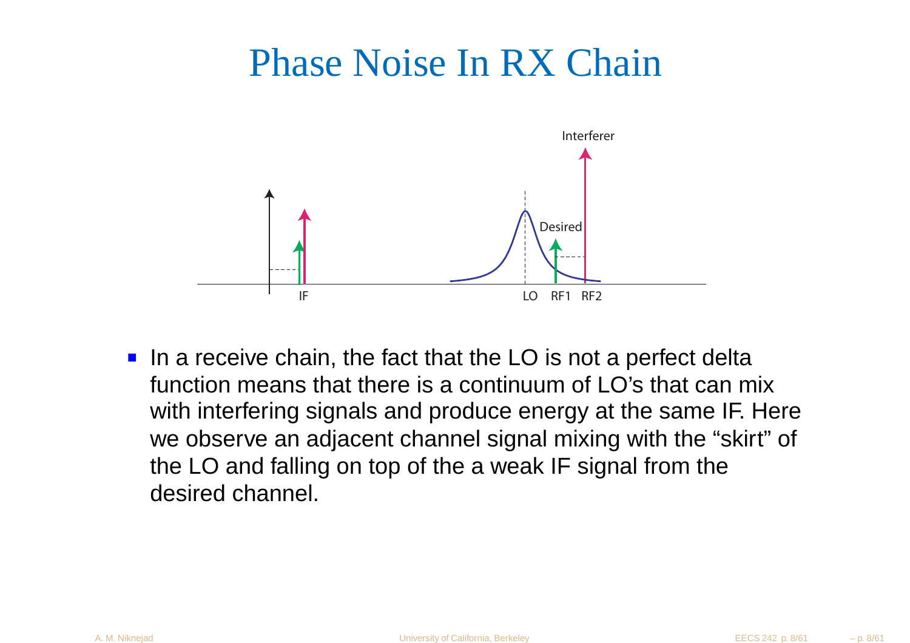# Phase Noise In RX Chain

- In a receive chain, the fact that the LO is not a perfect delta function means that there is a continuum of LO's that can mix with interfering signals and produce energy at the same IF. Here we observe an adjacent channel signal mixing with the "skirt" of the LO and falling on top of the a weak IF signal from the desired channel.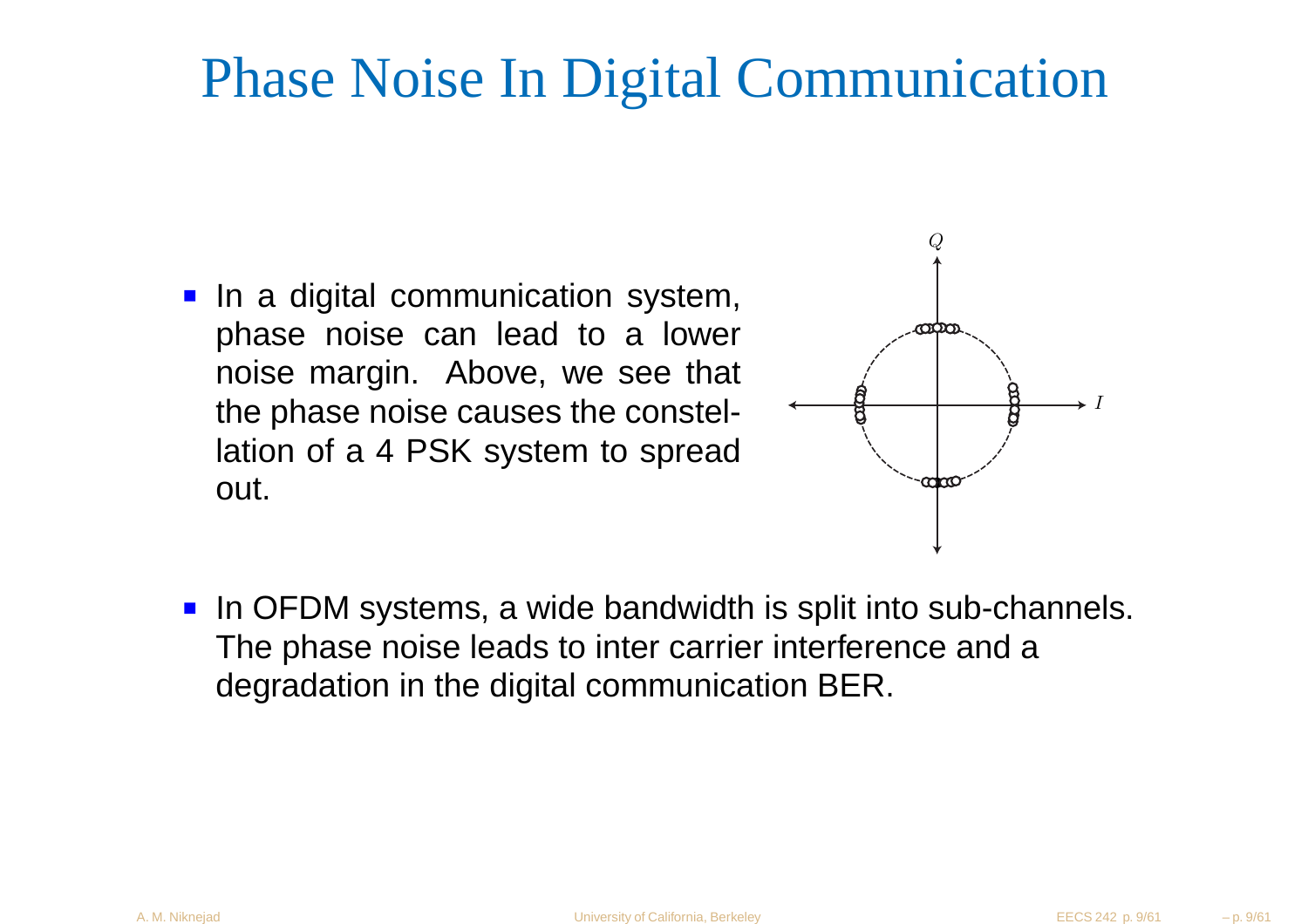# Phase Noise In Digital Communication

- In a digital communication system, phase noise can lead to a lower noise margin. Above, we see that the phase noise causes the constellation of a 4 PSK system to spread out.

- In OFDM systems, a wide bandwidth is split into sub-channels. The phase noise leads to inter carrier interference and a degradation in the digital communication BER.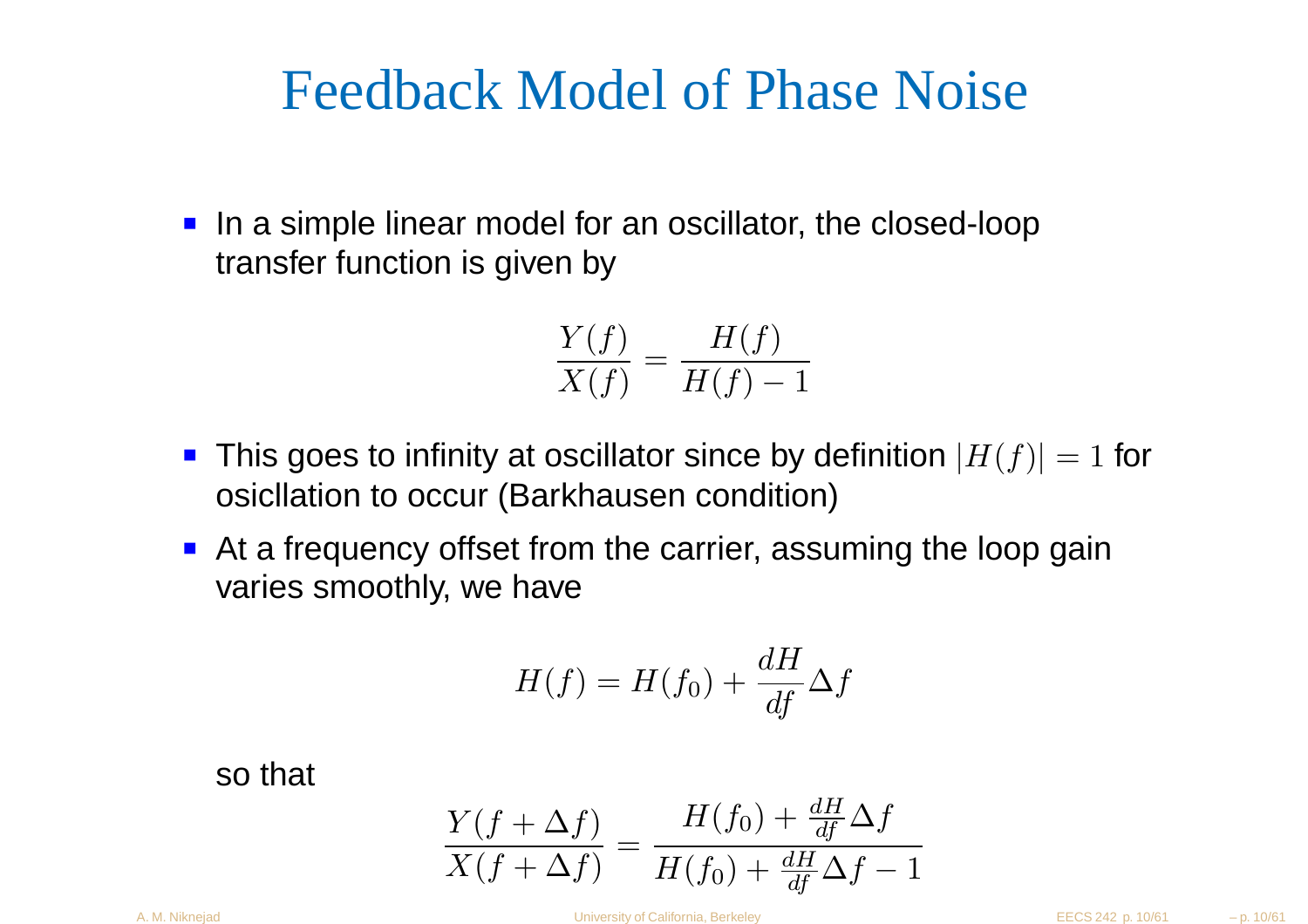# Feedback Model of Phase Noise

- In a simple linear model for an oscillator, the closed-loop transfer function is given by

$$\frac{Y(f)}{X(f)} = \frac{H(f)}{H(f) - 1}$$

- This goes to infinity at oscillator since by definition $|H(f)| = 1$ for osicllation to occur (Barkhausen condition)
- At a frequency offset from the carrier, assuming the loop gain varies smoothly, we have

$$H(f) = H(f_0) + \frac{dH}{df}\Delta f$$

so that

$$\frac{Y(f + \Delta f)}{X(f + \Delta f)} = \frac{H(f_0) + \frac{dH}{df}\Delta f}{H(f_0) + \frac{dH}{df}\Delta f - 1}$$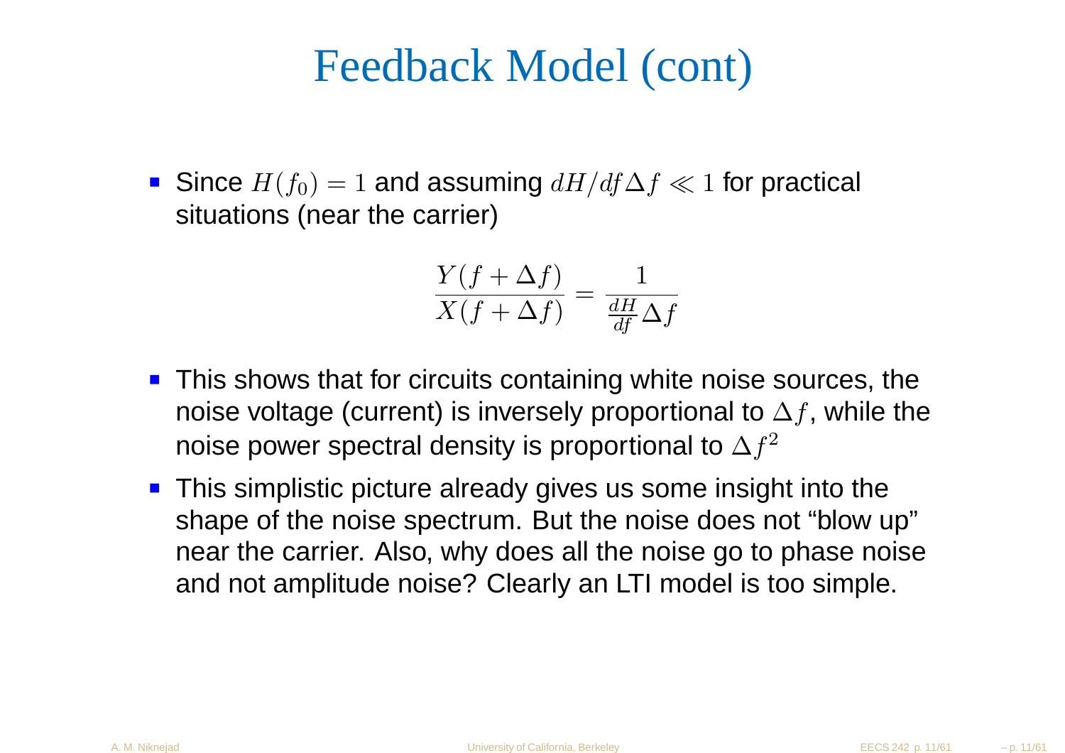# Feedback Model (cont)

- Since $H(f_0) = 1$ and assuming $dH/df \Delta f \ll 1$ for practical situations (near the carrier)

$$\frac{Y(f + \Delta f)}{X(f + \Delta f)} = \frac{1}{\frac{dH}{df} \Delta f}$$

- This shows that for circuits containing white noise sources, the noise voltage (current) is inversely proportional to $\Delta f$, while the noise power spectral density is proportional to $\Delta f^2$
- This simplistic picture already gives us some insight into the shape of the noise spectrum. But the noise does not "blow up" near the carrier. Also, why does all the noise go to phase noise and not amplitude noise? Clearly an LTI model is too simple.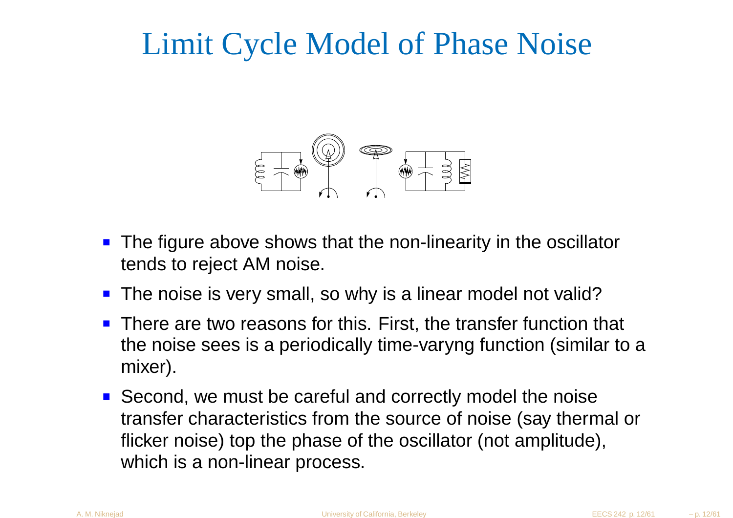# Limit Cycle Model of Phase Noise

- The figure above shows that the non-linearity in the oscillator tends to reject AM noise.
- The noise is very small, so why is a linear model not valid?
- There are two reasons for this. First, the transfer function that the noise sees is a periodically time-varyng function (similar to a mixer).
- Second, we must be careful and correctly model the noise transfer characteristics from the source of noise (say thermal or flicker noise) top the phase of the oscillator (not amplitude), which is a non-linear process.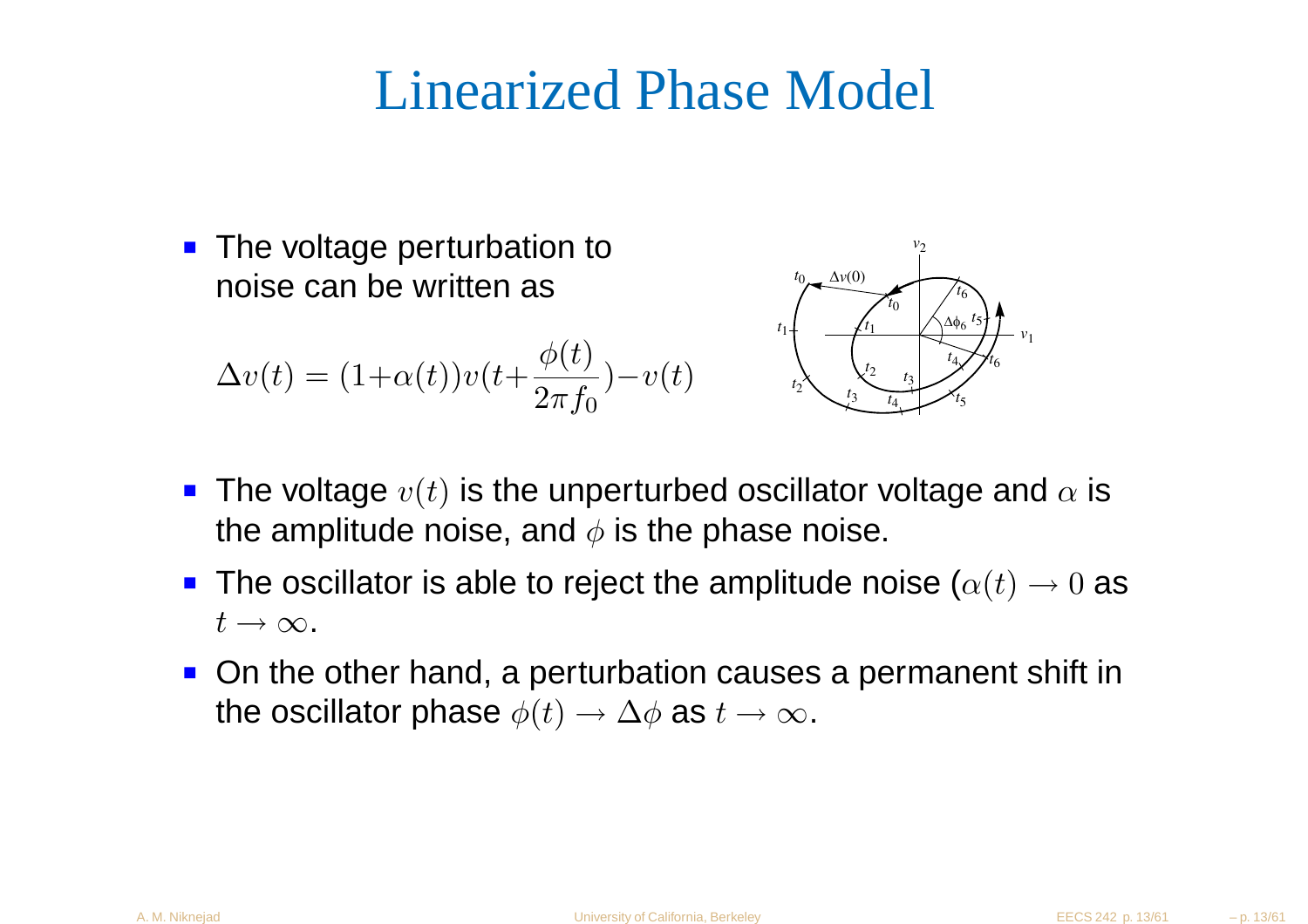# Linearized Phase Model

- The voltage perturbation to noise can be written as

$$\Delta v(t) = (1+\alpha(t))v(t+\frac{\phi(t)}{2\pi f_0})-v(t)$$

- The voltage $v(t)$ is the unperturbed oscillator voltage and $\alpha$ is the amplitude noise, and $\phi$ is the phase noise.
- The oscillator is able to reject the amplitude noise ($\alpha(t) \rightarrow 0$ as $t \rightarrow \infty$.
- On the other hand, a perturbation causes a permanent shift in the oscillator phase $\phi(t) \rightarrow \Delta\phi$ as $t \rightarrow \infty$.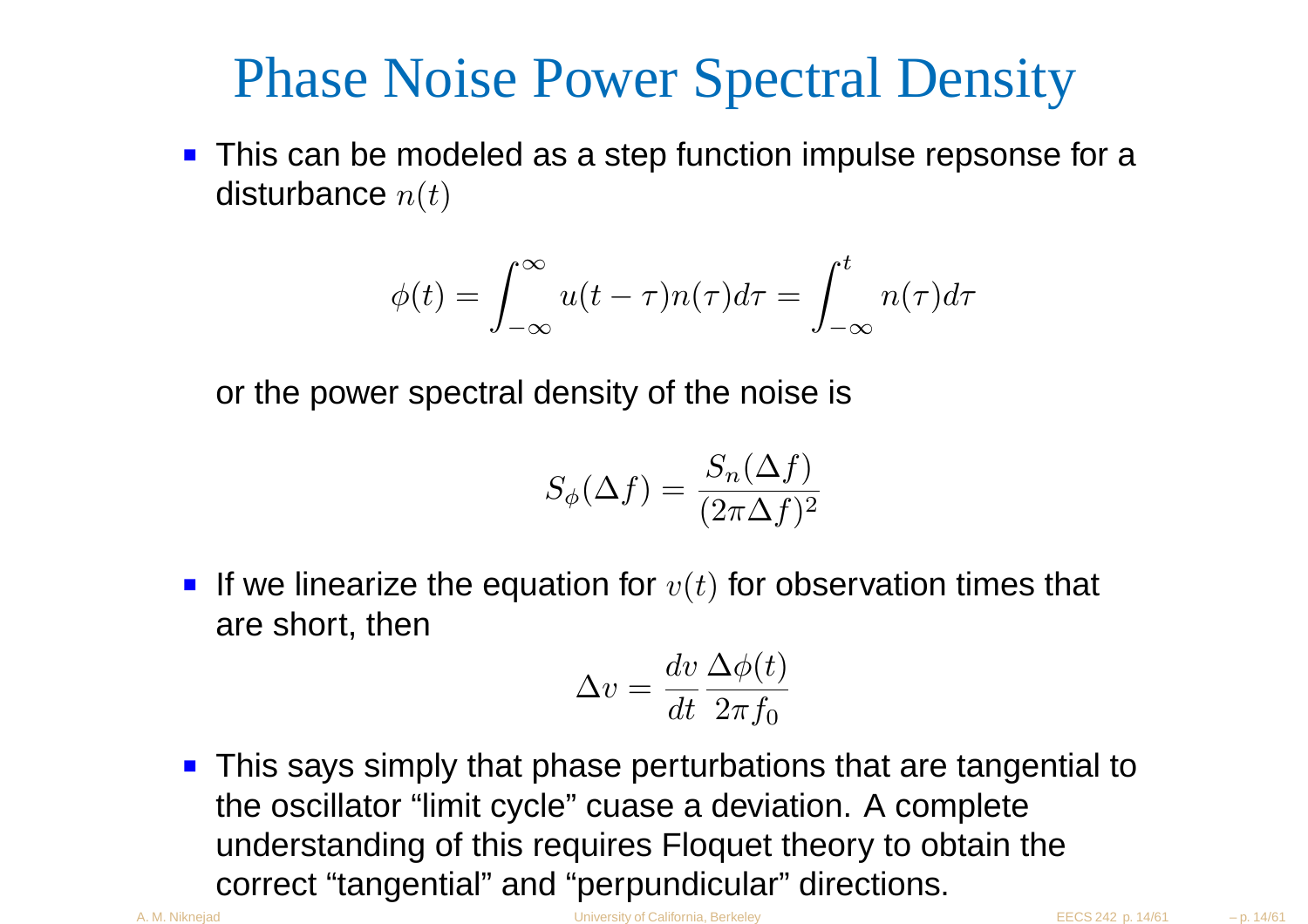# Phase Noise Power Spectral Density

- This can be modeled as a step function impulse repsonse for a disturbance $n(t)$

$$\phi(t) = \int_{-\infty}^{\infty} u(t-\tau)n(\tau)d\tau = \int_{-\infty}^{t} n(\tau)d\tau$$

or the power spectral density of the noise is

$$S_\phi(\Delta f) = \frac{S_n(\Delta f)}{(2\pi \Delta f)^2}$$

- If we linearize the equation for $v(t)$ for observation times that are short, then

$$\Delta v = \frac{dv}{dt}\frac{\Delta\phi(t)}{2\pi f_0}$$

- This says simply that phase perturbations that are tangential to the oscillator "limit cycle" cuase a deviation. A complete understanding of this requires Floquet theory to obtain the correct "tangential" and "perpundicular" directions.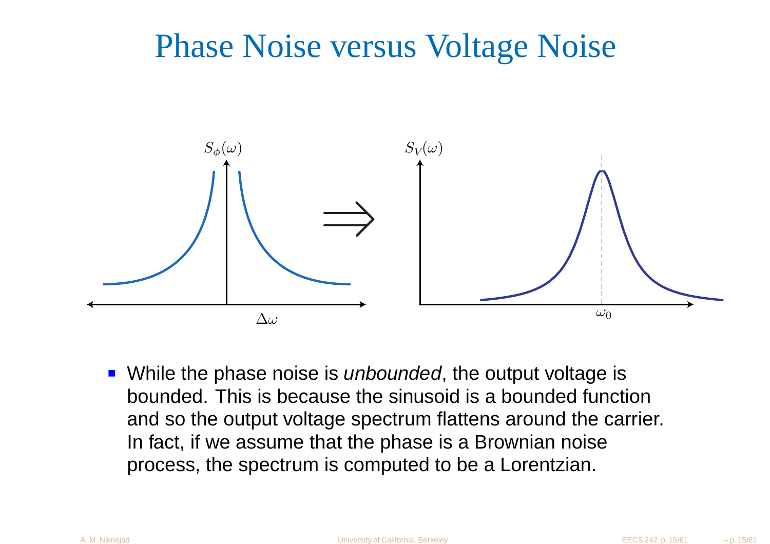# Phase Noise versus Voltage Noise

- While the phase noise is *unbounded*, the output voltage is bounded. This is because the sinusoid is a bounded function and so the output voltage spectrum flattens around the carrier. In fact, if we assume that the phase is a Brownian noise process, the spectrum is computed to be a Lorentzian.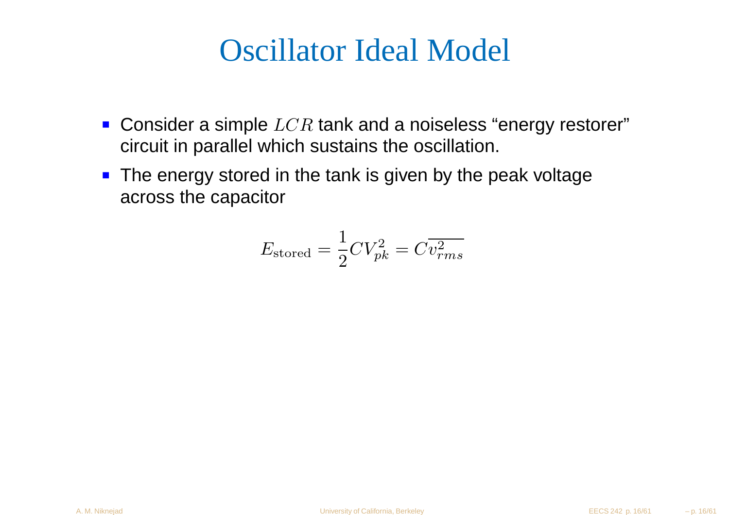# Oscillator Ideal Model

- Consider a simple $LCR$ tank and a noiseless “energy restorer” circuit in parallel which sustains the oscillation.
- The energy stored in the tank is given by the peak voltage across the capacitor

$$E_{\text{stored}} = \frac{1}{2} C V_{pk}^2 = C \overline{v_{rms}^2}$$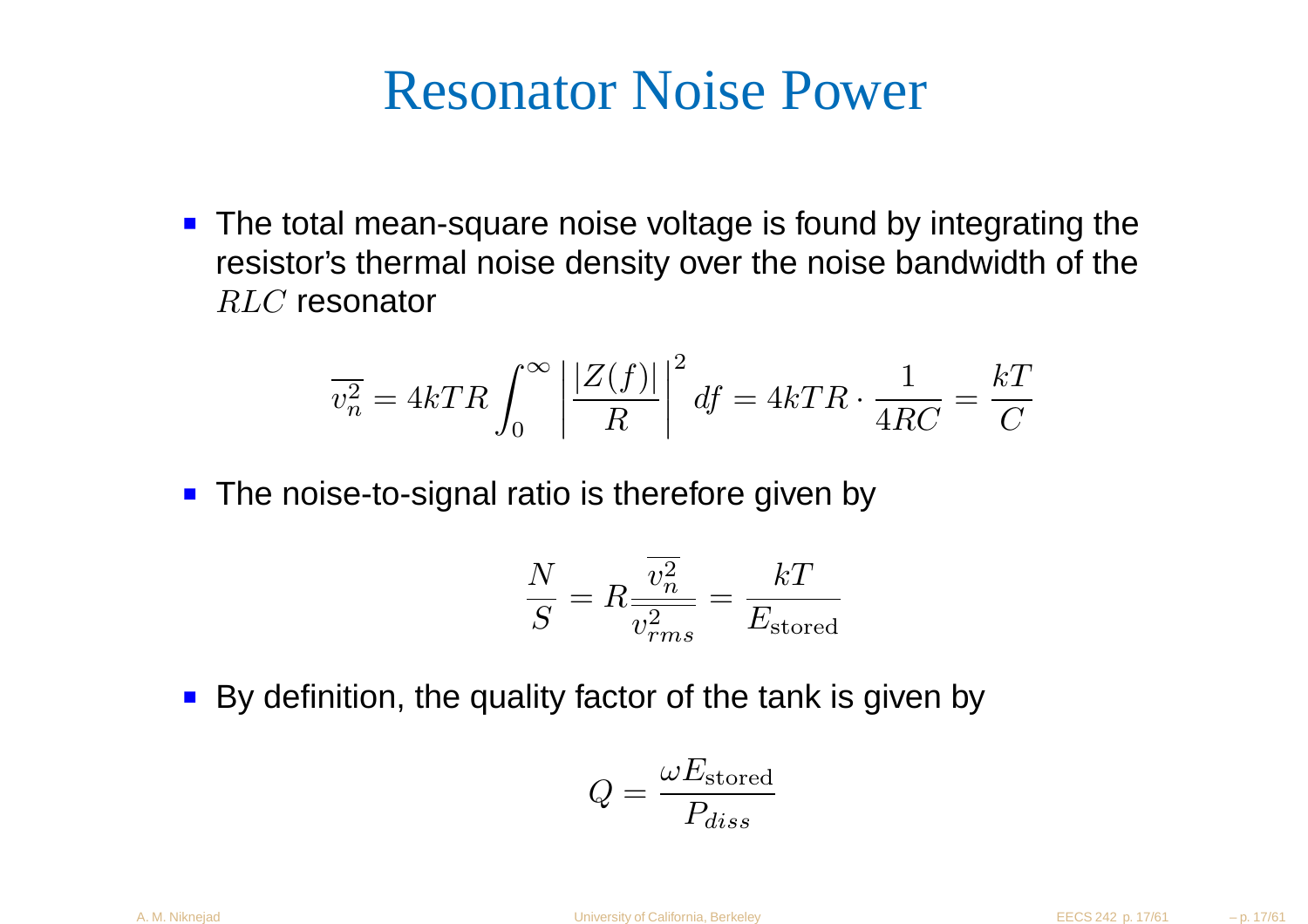# Resonator Noise Power

- The total mean-square noise voltage is found by integrating the resistor's thermal noise density over the noise bandwidth of the $RLC$ resonator

$$\overline{v_n^2} = 4kTR \int_0^\infty \left| \frac{|Z(f)|}{R} \right|^2 df = 4kTR \cdot \frac{1}{4RC} = \frac{kT}{C}$$

- The noise-to-signal ratio is therefore given by

$$\frac{N}{S} = R\frac{\overline{v_n^2}}{\overline{v_{rms}^2}} = \frac{kT}{E_{\text{stored}}}$$

- By definition, the quality factor of the tank is given by

$$Q = \frac{\omega E_{\text{stored}}}{P_{diss}}$$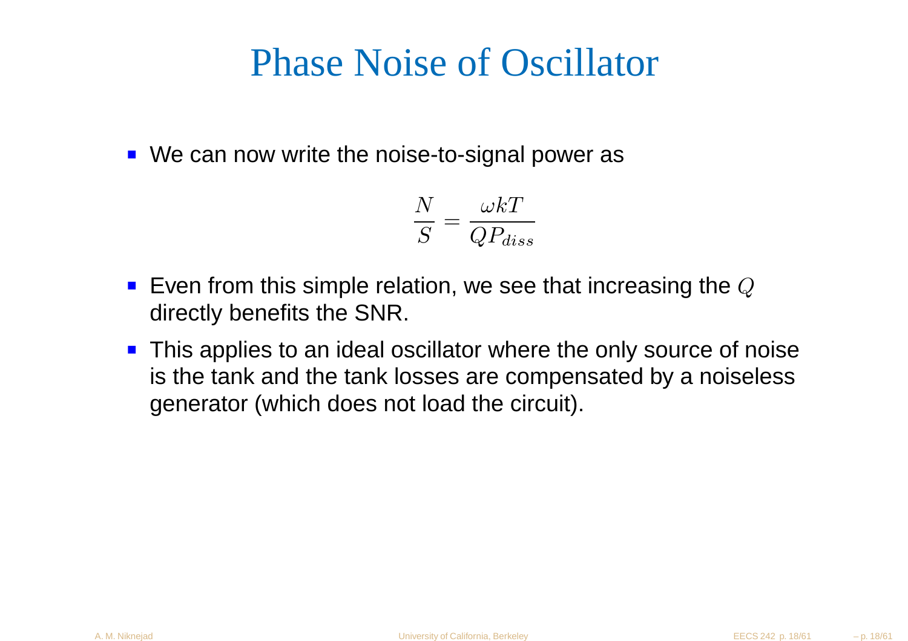# Phase Noise of Oscillator

- We can now write the noise-to-signal power as

$$\frac{N}{S} = \frac{\omega k T}{Q P_{diss}}$$

- Even from this simple relation, we see that increasing the $Q$ directly benefits the SNR.
- This applies to an ideal oscillator where the only source of noise is the tank and the tank losses are compensated by a noiseless generator (which does not load the circuit).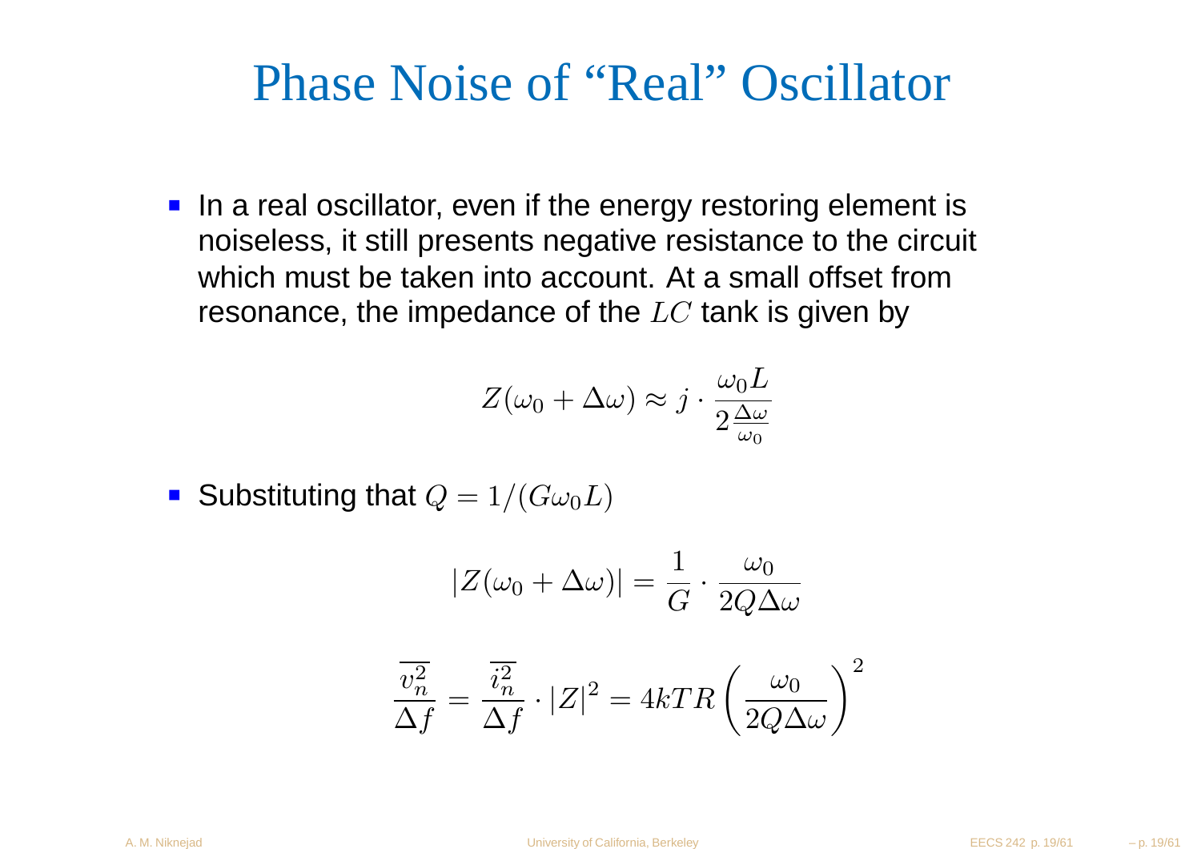# Phase Noise of "Real" Oscillator

- In a real oscillator, even if the energy restoring element is noiseless, it still presents negative resistance to the circuit which must be taken into account. At a small offset from resonance, the impedance of the $LC$ tank is given by

$$Z(\omega_0 + \Delta\omega) \approx j \cdot \frac{\omega_0 L}{2\frac{\Delta\omega}{\omega_0}}$$

- Substituting that $Q = 1/(G\omega_0 L)$

$$|Z(\omega_0 + \Delta\omega)| = \frac{1}{G} \cdot \frac{\omega_0}{2Q\Delta\omega}$$

$$\frac{\overline{v_n^2}}{\Delta f} = \frac{\overline{i_n^2}}{\Delta f} \cdot |Z|^2 = 4kTR\left(\frac{\omega_0}{2Q\Delta\omega}\right)^2$$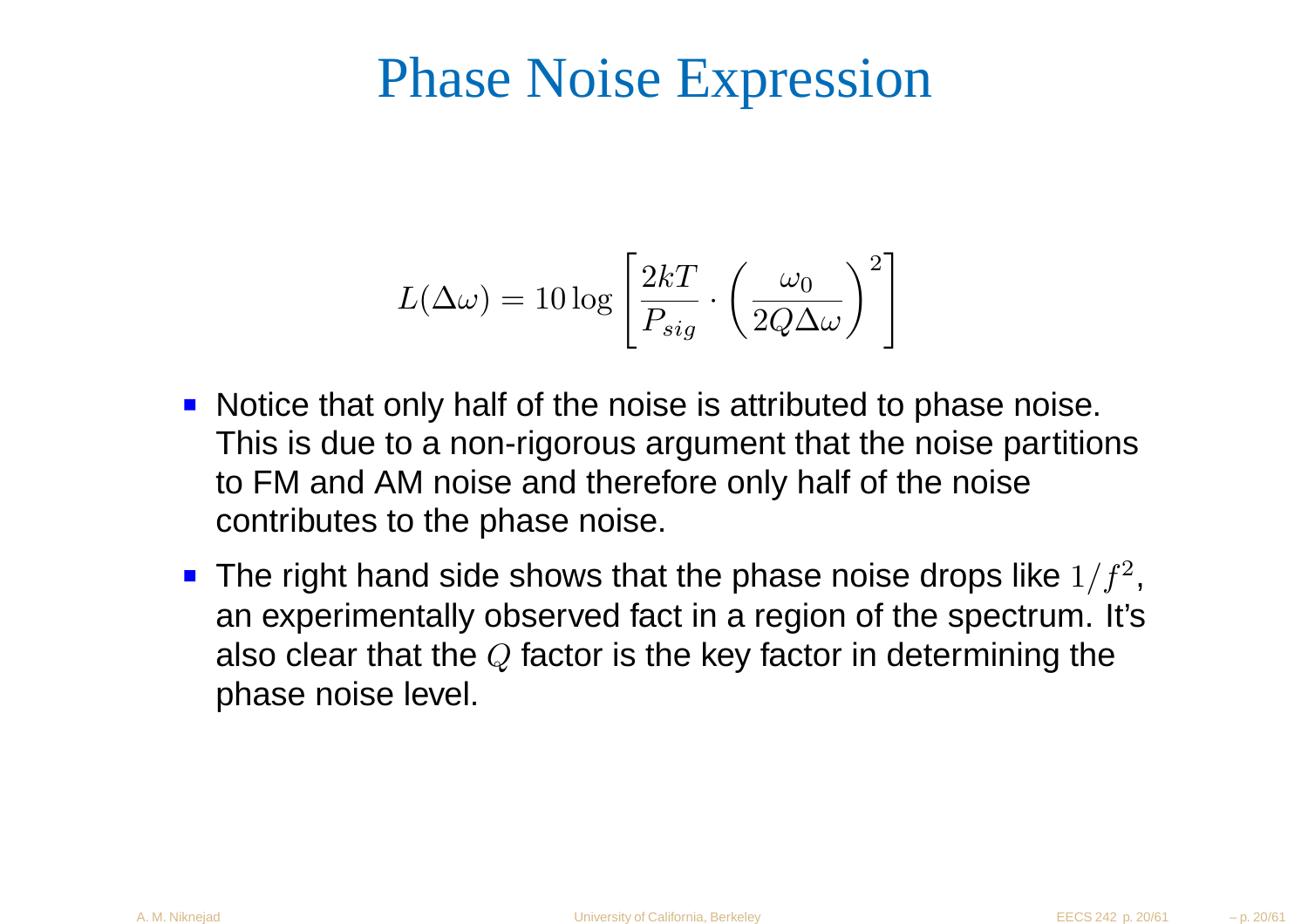# Phase Noise Expression

$$L(\Delta\omega) = 10 \log \left[ \frac{2kT}{P_{sig}} \cdot \left( \frac{\omega_0}{2Q\Delta\omega} \right)^2 \right]$$

- Notice that only half of the noise is attributed to phase noise. This is due to a non-rigorous argument that the noise partitions to FM and AM noise and therefore only half of the noise contributes to the phase noise.
- The right hand side shows that the phase noise drops like $1/f^2$, an experimentally observed fact in a region of the spectrum. It's also clear that the $Q$ factor is the key factor in determining the phase noise level.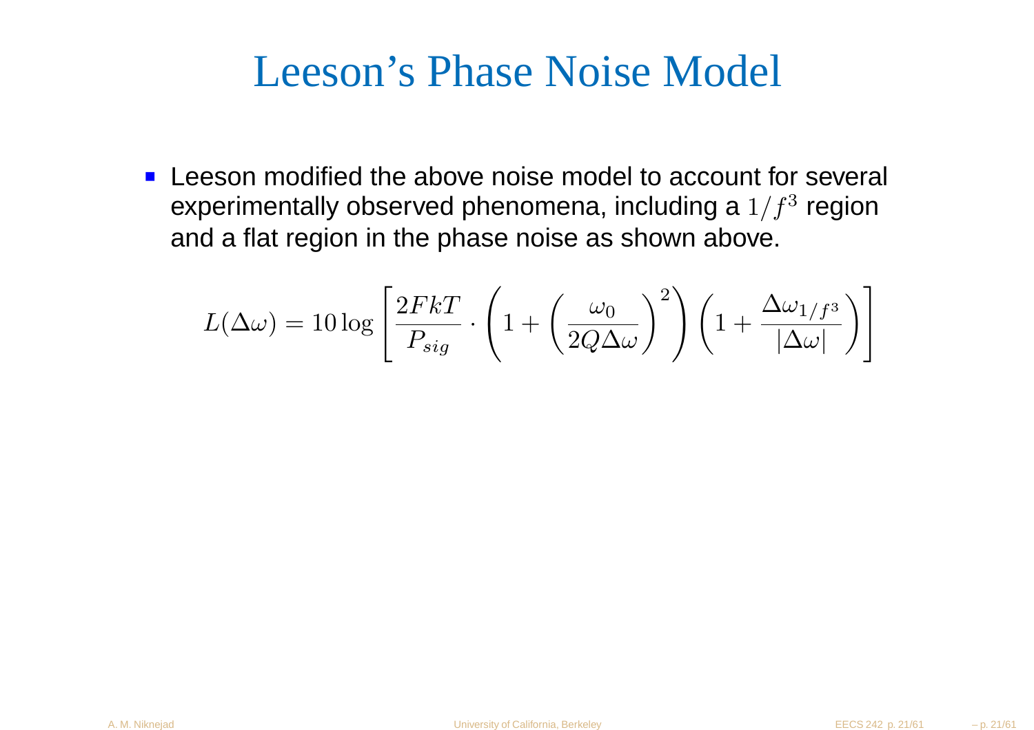# Leeson's Phase Noise Model

- Leeson modified the above noise model to account for several experimentally observed phenomena, including a $1/f^3$ region and a flat region in the phase noise as shown above.

$$L(\Delta\omega) = 10 \log \left[ \frac{2FkT}{P_{sig}} \cdot \left( 1 + \left( \frac{\omega_0}{2Q\Delta\omega} \right)^2 \right) \left( 1 + \frac{\Delta\omega_{1/f^3}}{|\Delta\omega|} \right) \right]$$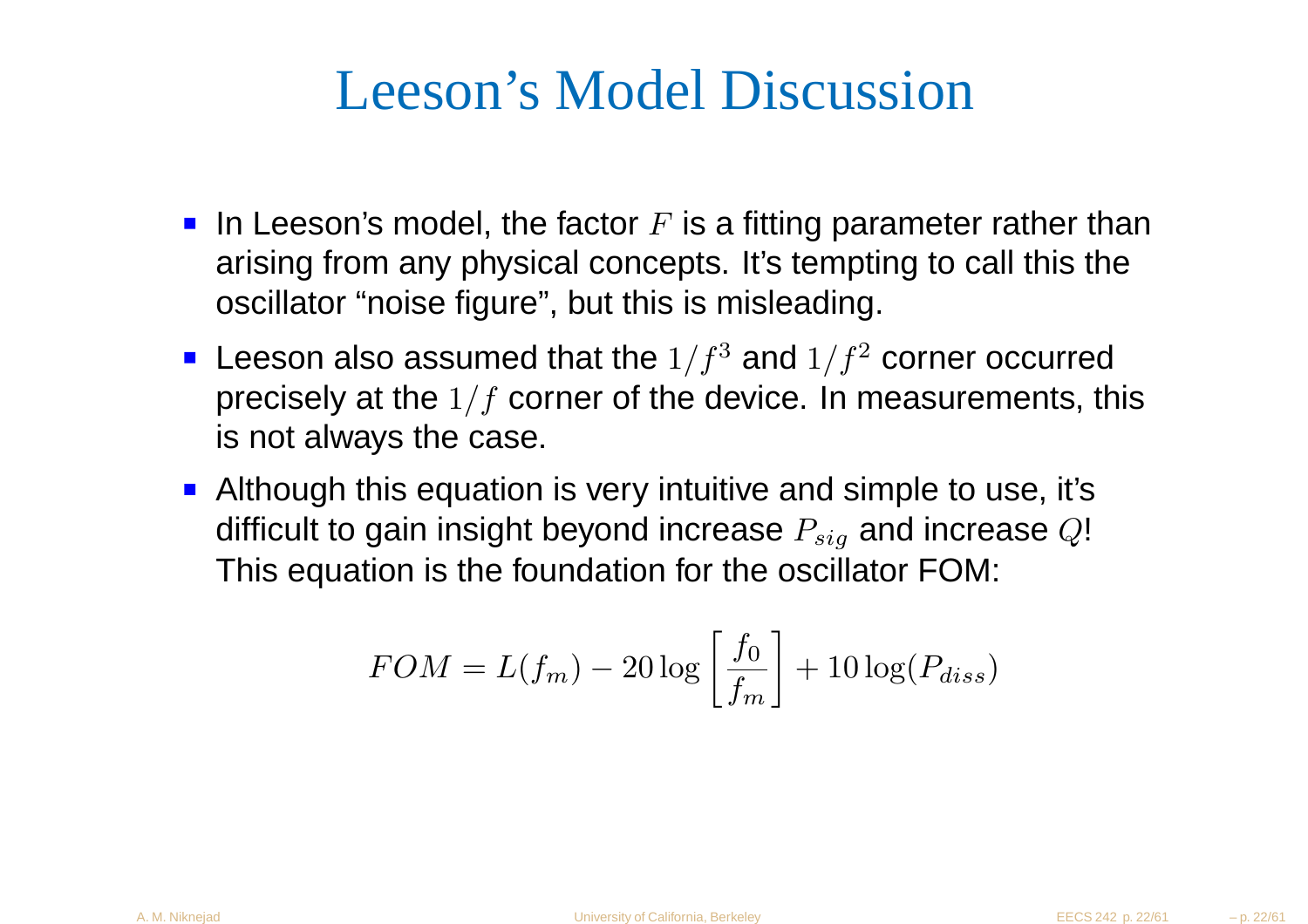# Leeson's Model Discussion

- In Leeson's model, the factor $F$ is a fitting parameter rather than arising from any physical concepts. It's tempting to call this the oscillator "noise figure", but this is misleading.
- Leeson also assumed that the $1/f^3$ and $1/f^2$ corner occurred precisely at the $1/f$ corner of the device. In measurements, this is not always the case.
- Although this equation is very intuitive and simple to use, it's difficult to gain insight beyond increase $P_{sig}$ and increase $Q$! This equation is the foundation for the oscillator FOM:

$$FOM = L(f_m) - 20\log\left[\frac{f_0}{f_m}\right] + 10\log(P_{diss})$$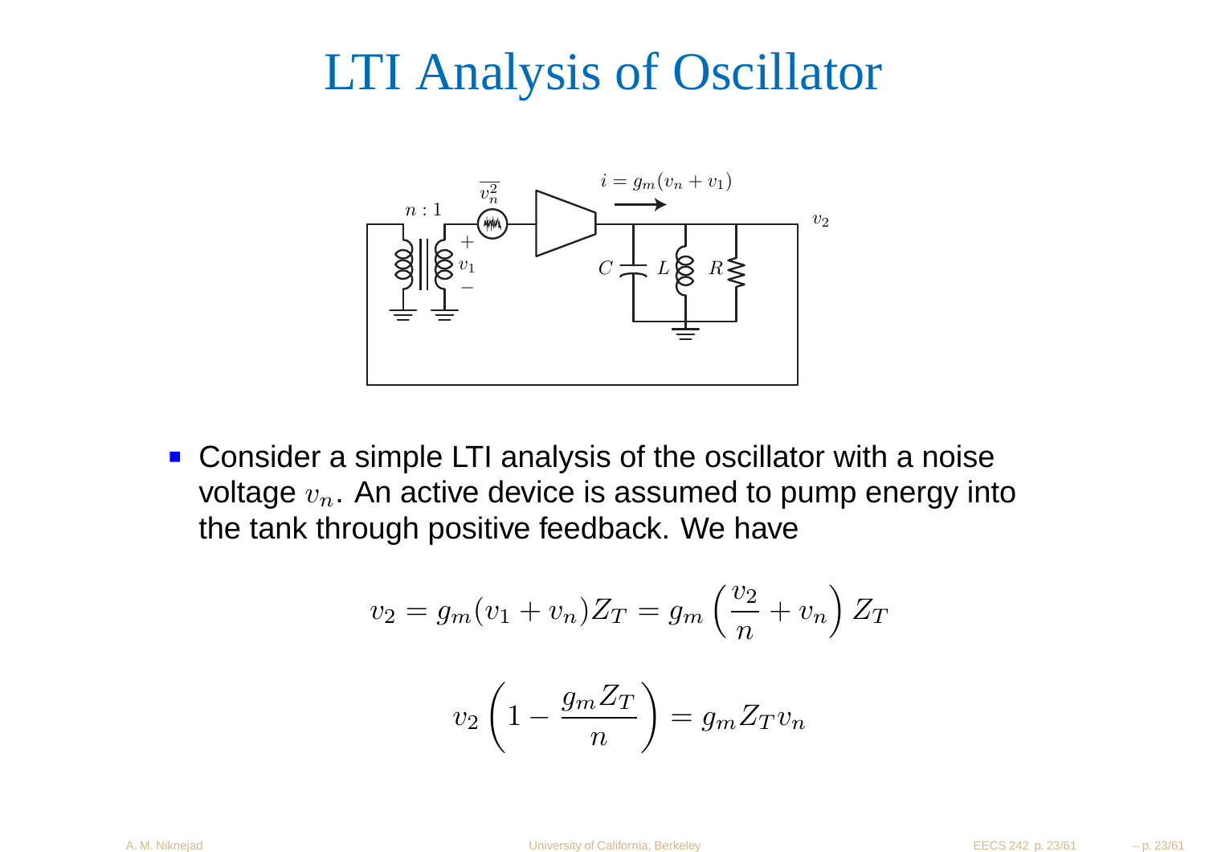# LTI Analysis of Oscillator

- Consider a simple LTI analysis of the oscillator with a noise voltage $v_n$. An active device is assumed to pump energy into the tank through positive feedback. We have

$$v_2 = g_m(v_1 + v_n)Z_T = g_m\left(\frac{v_2}{n} + v_n\right)Z_T$$

$$v_2\left(1 - \frac{g_m Z_T}{n}\right) = g_m Z_T v_n$$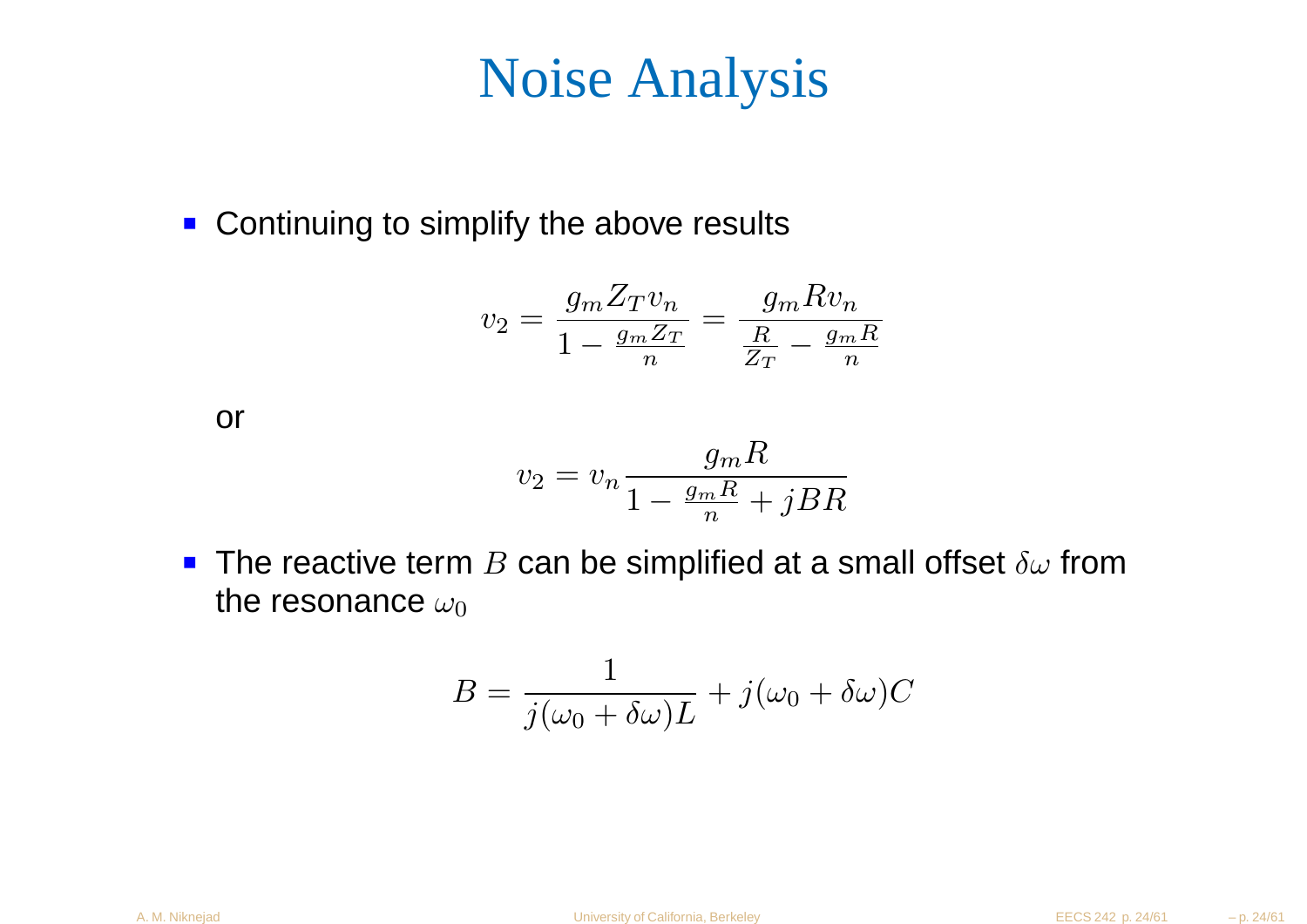# Noise Analysis

- Continuing to simplify the above results

$$v_2 = \frac{g_m Z_T v_n}{1 - \frac{g_m Z_T}{n}} = \frac{g_m R v_n}{\frac{R}{Z_T} - \frac{g_m R}{n}}$$

or

$$v_2 = v_n \frac{g_m R}{1 - \frac{g_m R}{n} + jBR}$$

- The reactive term $B$ can be simplified at a small offset $\delta\omega$ from the resonance $\omega_0$

$$B = \frac{1}{j(\omega_0 + \delta\omega)L} + j(\omega_0 + \delta\omega)C$$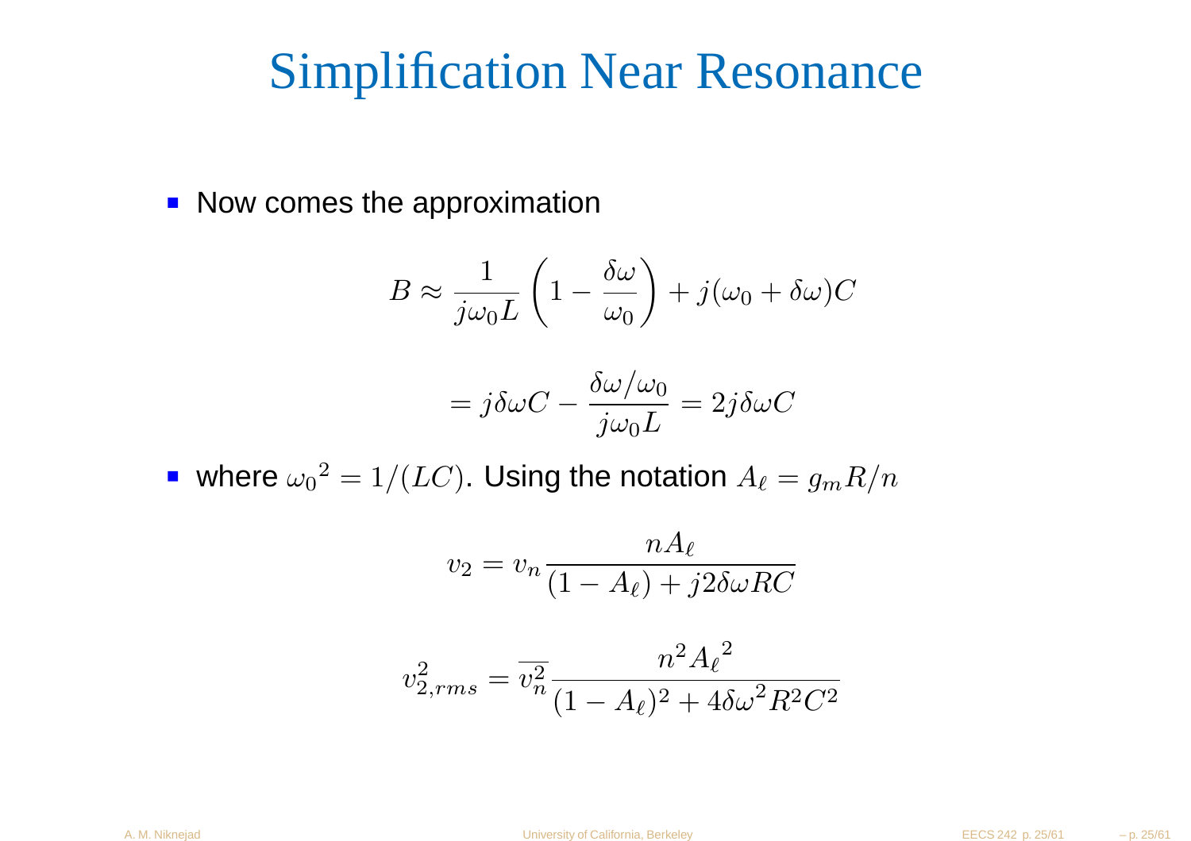# Simplification Near Resonance

- Now comes the approximation

$$B \approx \frac{1}{j\omega_0 L}\left(1 - \frac{\delta\omega}{\omega_0}\right) + j(\omega_0 + \delta\omega)C$$

$$= j\delta\omega C - \frac{\delta\omega/\omega_0}{j\omega_0 L} = 2j\delta\omega C$$

- where ${\omega_0}^2 = 1/(LC)$. Using the notation $A_\ell = g_m R/n$

$$v_2 = v_n \frac{nA_\ell}{(1 - A_\ell) + j2\delta\omega RC}$$

$$v_{2,rms}^2 = \overline{v_n^2}\frac{n^2 {A_\ell}^2}{(1 - A_\ell)^2 + 4\delta\omega^2 R^2 C^2}$$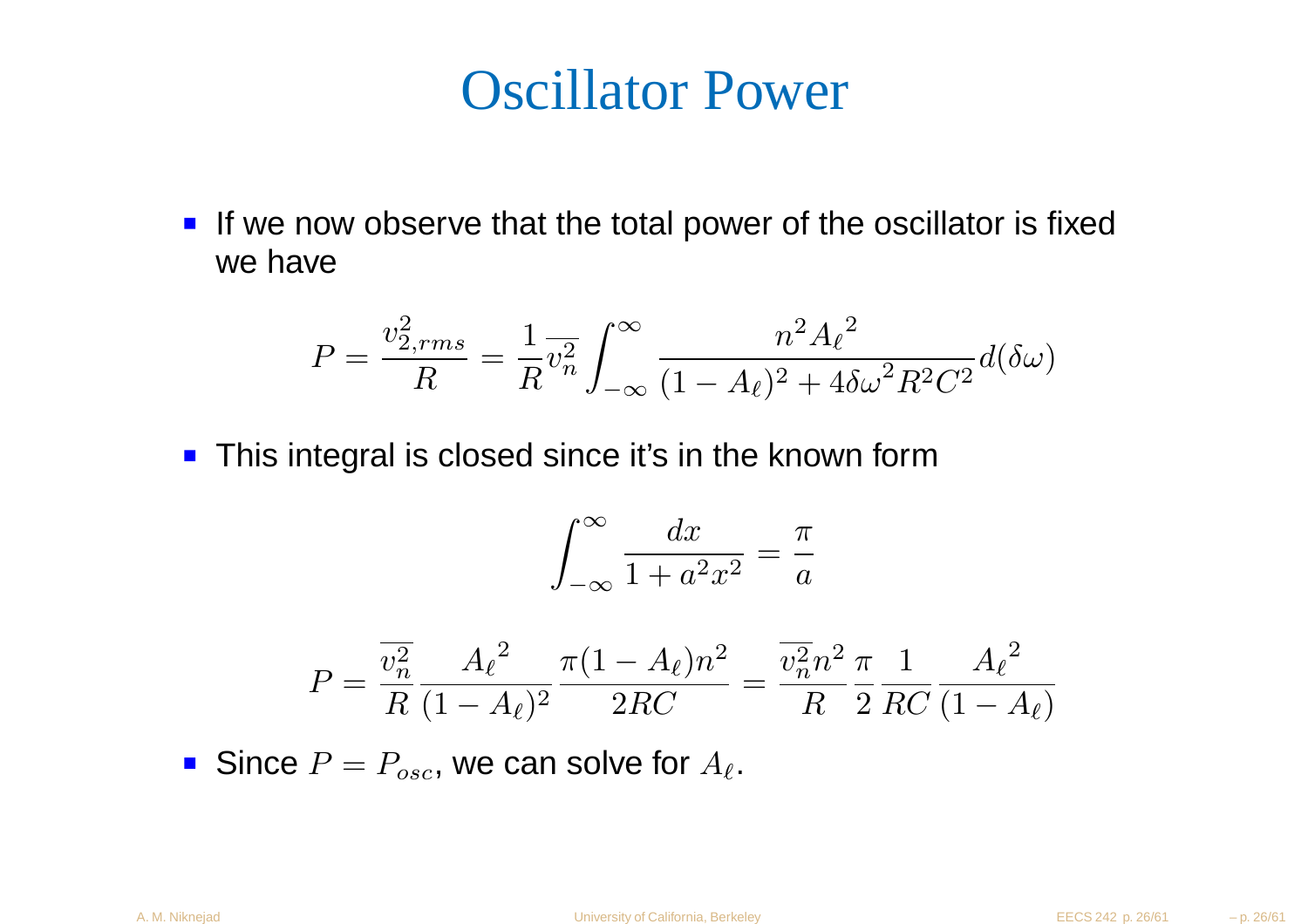# Oscillator Power

- If we now observe that the total power of the oscillator is fixed we have

$$P = \frac{v_{2,rms}^2}{R} = \frac{1}{R}\overline{v_n^2}\int_{-\infty}^{\infty} \frac{n^2 {A_\ell}^2}{(1-A_\ell)^2 + 4\delta\omega^2 R^2 C^2} d(\delta\omega)$$

- This integral is closed since it's in the known form

$$\int_{-\infty}^{\infty} \frac{dx}{1+a^2x^2} = \frac{\pi}{a}$$

$$P = \frac{\overline{v_n^2}}{R}\frac{{A_\ell}^2}{(1-A_\ell)^2}\frac{\pi(1-A_\ell)n^2}{2RC} = \frac{\overline{v_n^2}n^2}{R}\frac{\pi}{2}\frac{1}{RC}\frac{{A_\ell}^2}{(1-A_\ell)}$$

- Since $P = P_{osc}$, we can solve for $A_\ell$.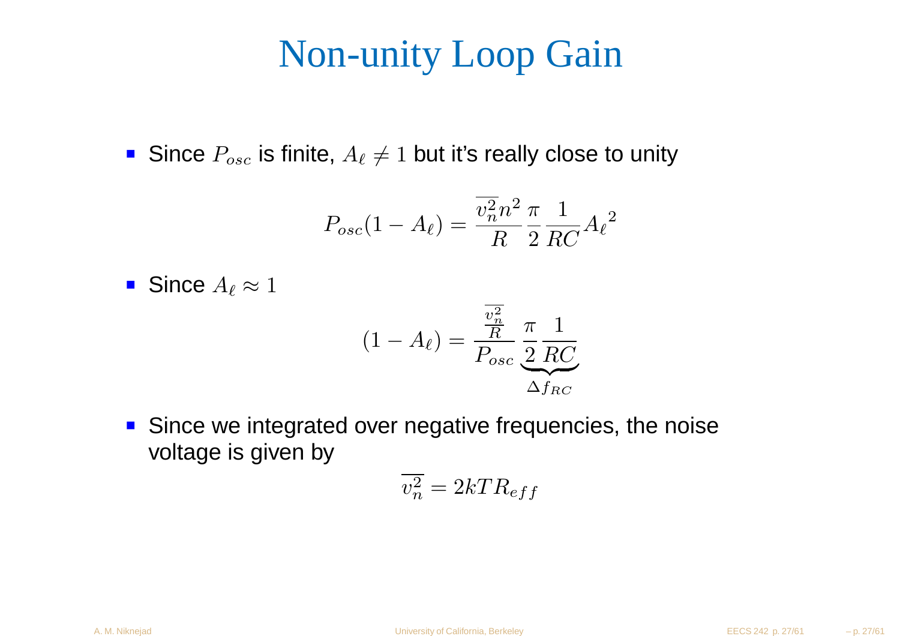# Non-unity Loop Gain

- Since $P_{osc}$ is finite, $A_\ell \neq 1$ but it's really close to unity

$$P_{osc}(1 - A_\ell) = \frac{\overline{v_n^2} n^2}{R} \frac{\pi}{2} \frac{1}{RC} {A_\ell}^2$$

- Since $A_\ell \approx 1$

$$(1 - A_\ell) = \frac{\frac{\overline{v_n^2}}{R}}{P_{osc}} \underbrace{\frac{\pi}{2} \frac{1}{RC}}_{\Delta f_{RC}}$$

- Since we integrated over negative frequencies, the noise voltage is given by

$$\overline{v_n^2} = 2kTR_{eff}$$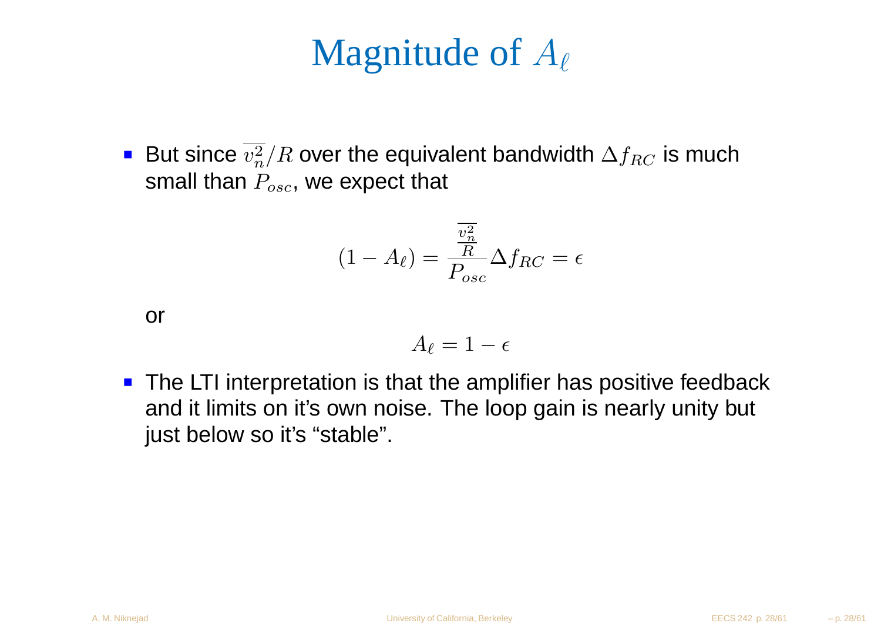# Magnitude of $A_\ell$

- But since $\overline{v_n^2}/R$ over the equivalent bandwidth $\Delta f_{RC}$ is much small than $P_{osc}$, we expect that

$$(1 - A_\ell) = \frac{\frac{\overline{v_n^2}}{R}}{P_{osc}} \Delta f_{RC} = \epsilon$$

or

$$A_\ell = 1 - \epsilon$$

- The LTI interpretation is that the amplifier has positive feedback and it limits on it's own noise. The loop gain is nearly unity but just below so it's "stable".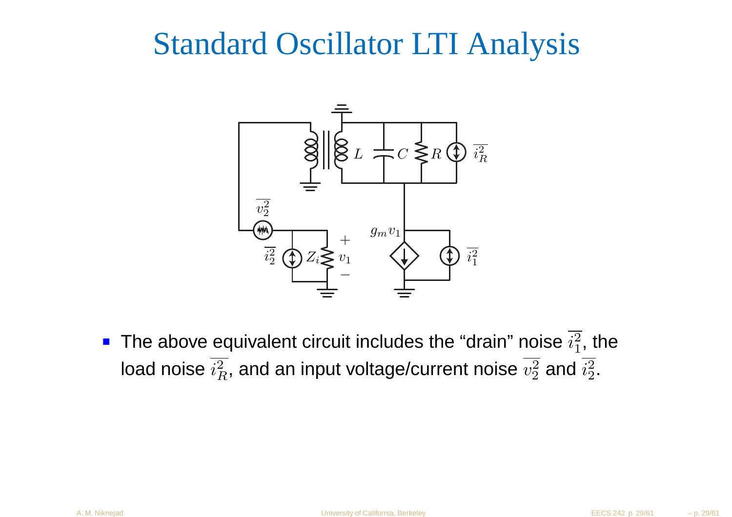# Standard Oscillator LTI Analysis

- The above equivalent circuit includes the “drain” noise $\overline{i_1^2}$, the load noise $\overline{i_R^2}$, and an input voltage/current noise $\overline{v_2^2}$ and $\overline{i_2^2}$.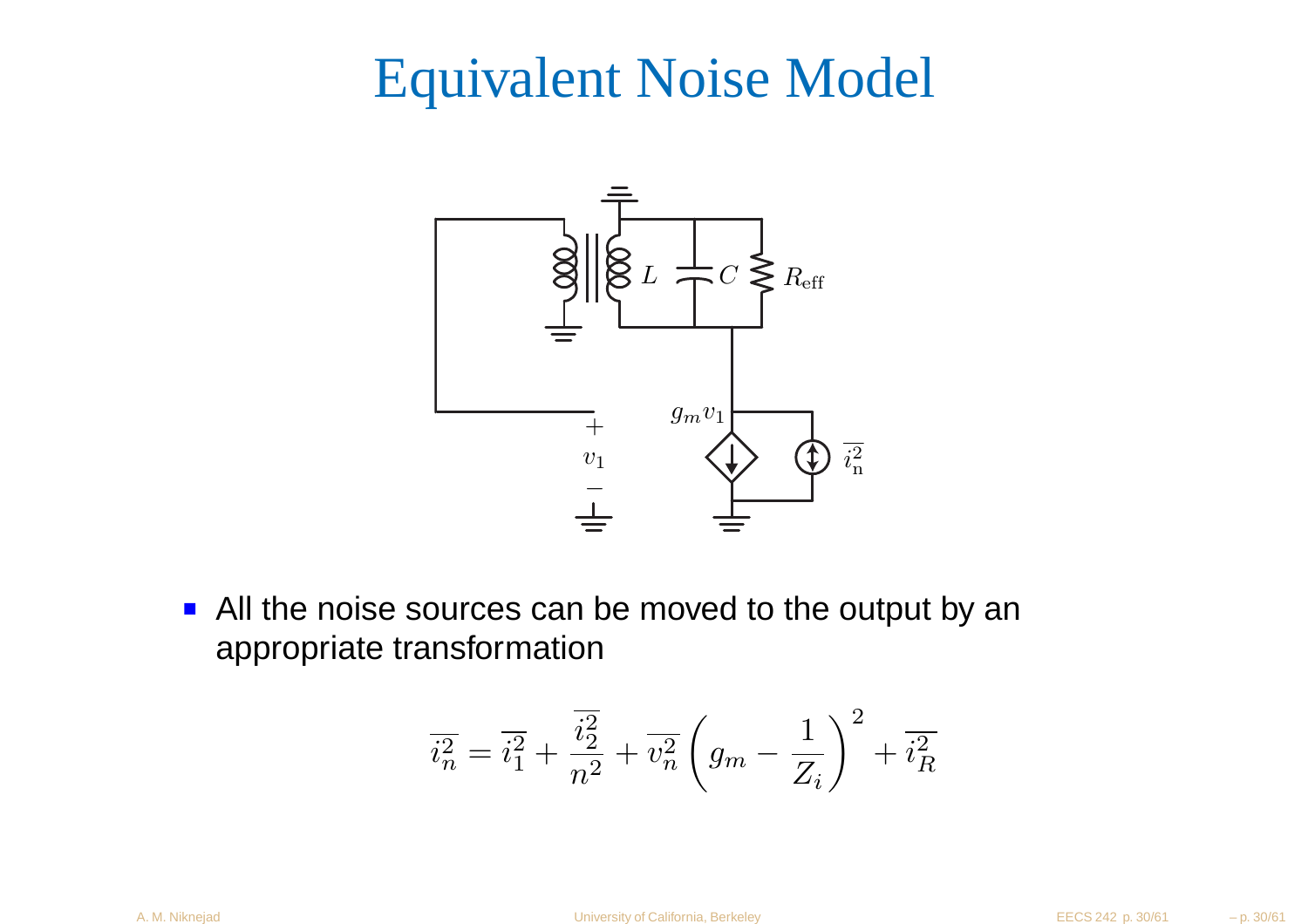# Equivalent Noise Model

- All the noise sources can be moved to the output by an appropriate transformation

$$\overline{i_n^2} = \overline{i_1^2} + \frac{\overline{i_2^2}}{n^2} + \overline{v_n^2}\left(g_m - \frac{1}{Z_i}\right)^2 + \overline{i_R^2}$$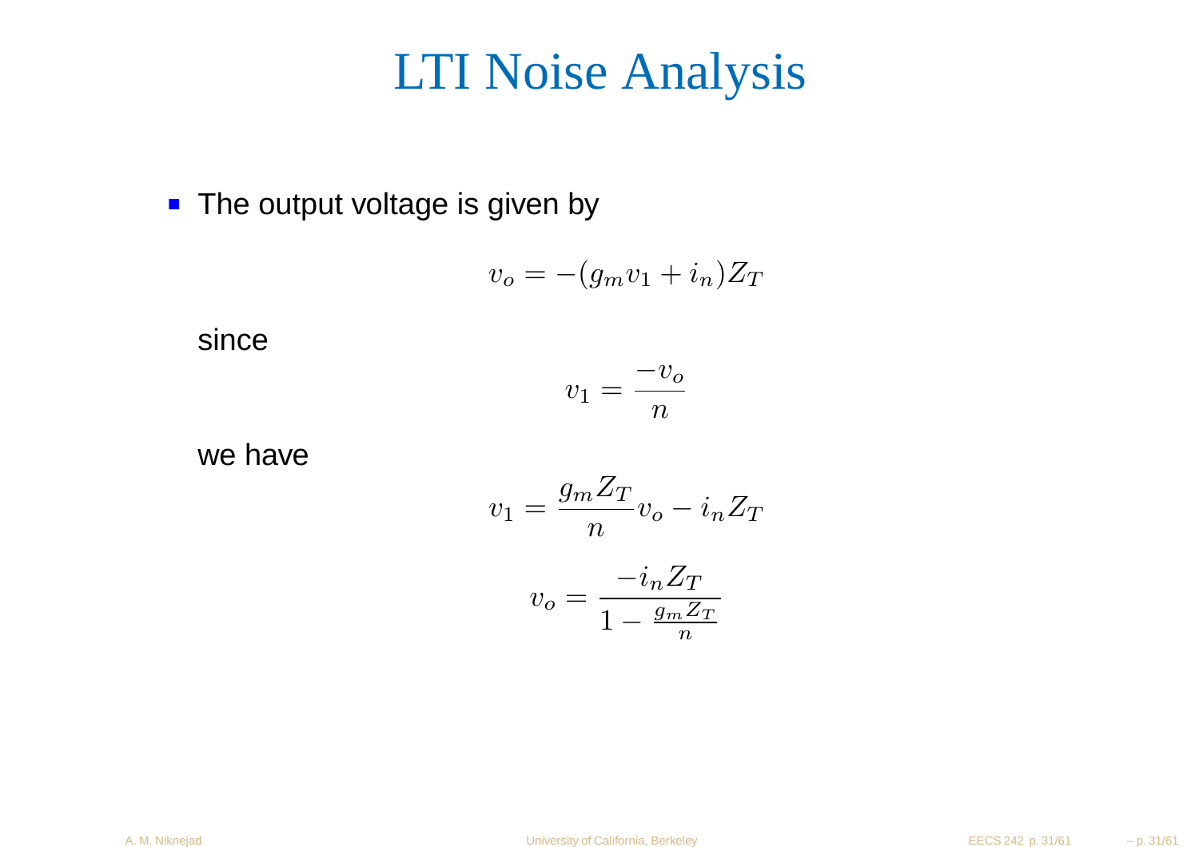# LTI Noise Analysis

- The output voltage is given by

$$v_o = -(g_m v_1 + i_n) Z_T$$

since

$$v_1 = \frac{-v_o}{n}$$

we have

$$v_1 = \frac{g_m Z_T}{n} v_o - i_n Z_T$$

$$v_o = \frac{-i_n Z_T}{1 - \frac{g_m Z_T}{n}}$$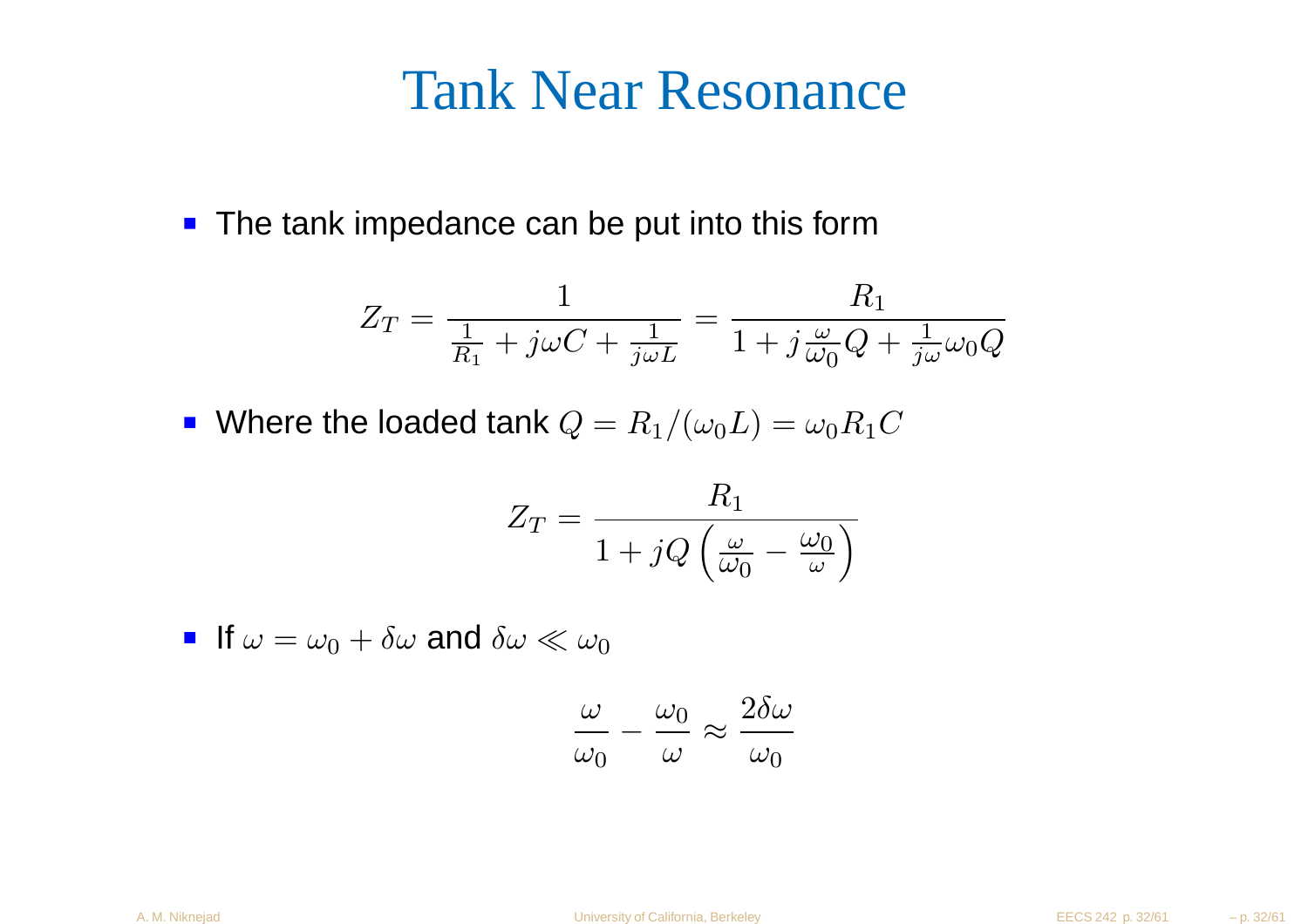# Tank Near Resonance

- The tank impedance can be put into this form

$$Z_T = \frac{1}{\frac{1}{R_1} + j\omega C + \frac{1}{j\omega L}} = \frac{R_1}{1 + j\frac{\omega}{\omega_0}Q + \frac{1}{j\omega}\omega_0 Q}$$

- Where the loaded tank $Q = R_1/(\omega_0 L) = \omega_0 R_1 C$

$$Z_T = \frac{R_1}{1 + jQ\left(\frac{\omega}{\omega_0} - \frac{\omega_0}{\omega}\right)}$$

- If $\omega = \omega_0 + \delta\omega$ and $\delta\omega \ll \omega_0$

$$\frac{\omega}{\omega_0} - \frac{\omega_0}{\omega} \approx \frac{2\delta\omega}{\omega_0}$$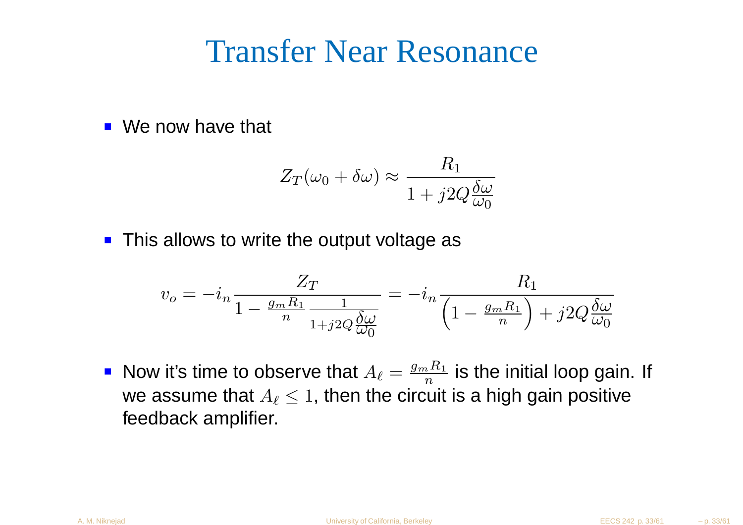# Transfer Near Resonance

- We now have that

$$Z_T(\omega_0 + \delta\omega) \approx \frac{R_1}{1 + j2Q\dfrac{\delta\omega}{\omega_0}}$$

- This allows to write the output voltage as

$$v_o = -i_n \frac{Z_T}{1 - \frac{g_m R_1}{n} \frac{1}{1+j2Q\frac{\delta\omega}{\omega_0}}} = -i_n \frac{R_1}{\left(1 - \frac{g_m R_1}{n}\right) + j2Q\dfrac{\delta\omega}{\omega_0}}$$

- Now it's time to observe that $A_\ell = \frac{g_m R_1}{n}$ is the initial loop gain. If we assume that $A_\ell \leq 1$, then the circuit is a high gain positive feedback amplifier.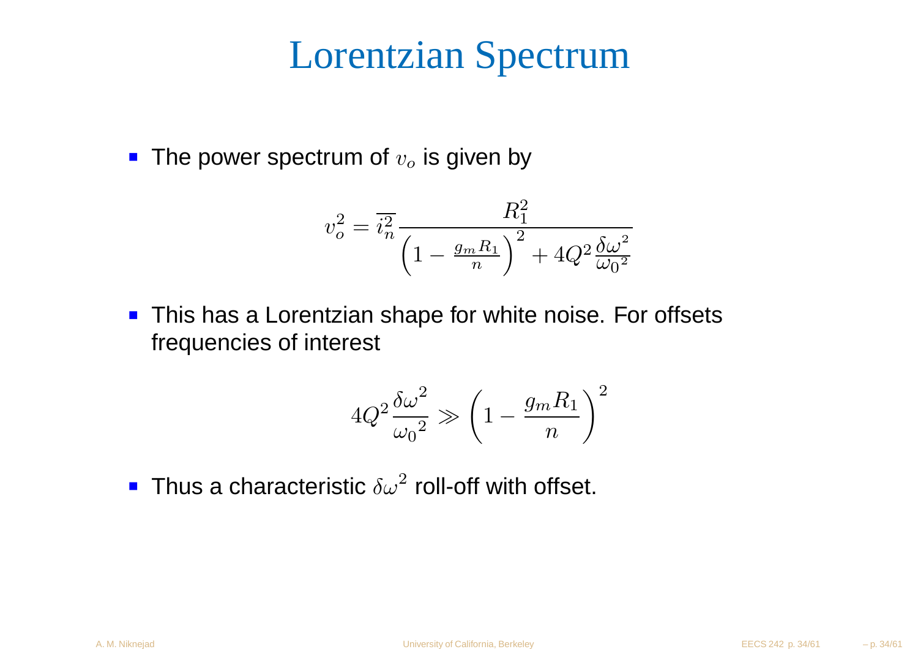# Lorentzian Spectrum

- The power spectrum of $v_o$ is given by

$$v_o^2 = \overline{i_n^2} \frac{R_1^2}{\left(1 - \frac{g_m R_1}{n}\right)^2 + 4Q^2 \frac{\delta\omega^2}{\omega_0{}^2}}$$

- This has a Lorentzian shape for white noise. For offsets frequencies of interest

$$4Q^2 \frac{\delta\omega^2}{\omega_0{}^2} \gg \left(1 - \frac{g_m R_1}{n}\right)^2$$

- Thus a characteristic $\delta\omega^2$ roll-off with offset.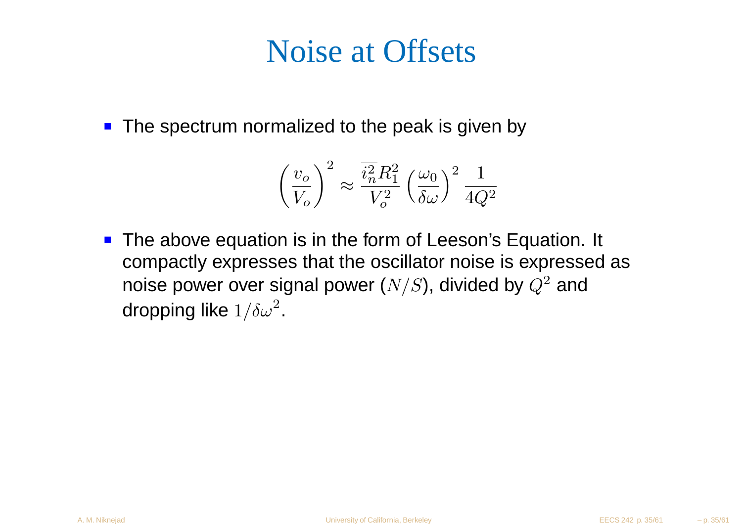# Noise at Offsets

- The spectrum normalized to the peak is given by

$$\left(\frac{v_o}{V_o}\right)^2 \approx \frac{\overline{i_n^2} R_1^2}{V_o^2} \left(\frac{\omega_0}{\delta\omega}\right)^2 \frac{1}{4Q^2}$$

- The above equation is in the form of Leeson's Equation. It compactly expresses that the oscillator noise is expressed as noise power over signal power ($N/S$), divided by $Q^2$ and dropping like $1/\delta\omega^2$.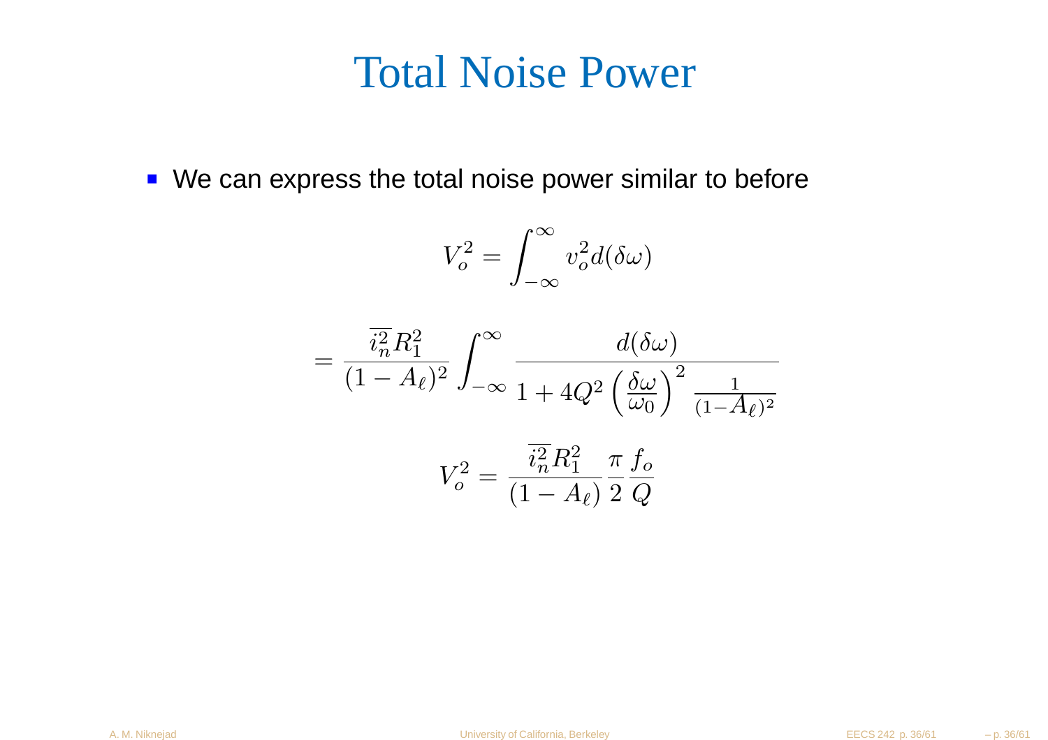# Total Noise Power

- We can express the total noise power similar to before

$$V_o^2 = \int_{-\infty}^{\infty} v_o^2 d(\delta\omega)$$

$$= \frac{\overline{i_n^2} R_1^2}{(1 - A_\ell)^2} \int_{-\infty}^{\infty} \frac{d(\delta\omega)}{1 + 4Q^2 \left(\frac{\delta\omega}{\omega_0}\right)^2 \frac{1}{(1-A_\ell)^2}}$$

$$V_o^2 = \frac{\overline{i_n^2} R_1^2}{(1 - A_\ell)} \frac{\pi}{2} \frac{f_o}{Q}$$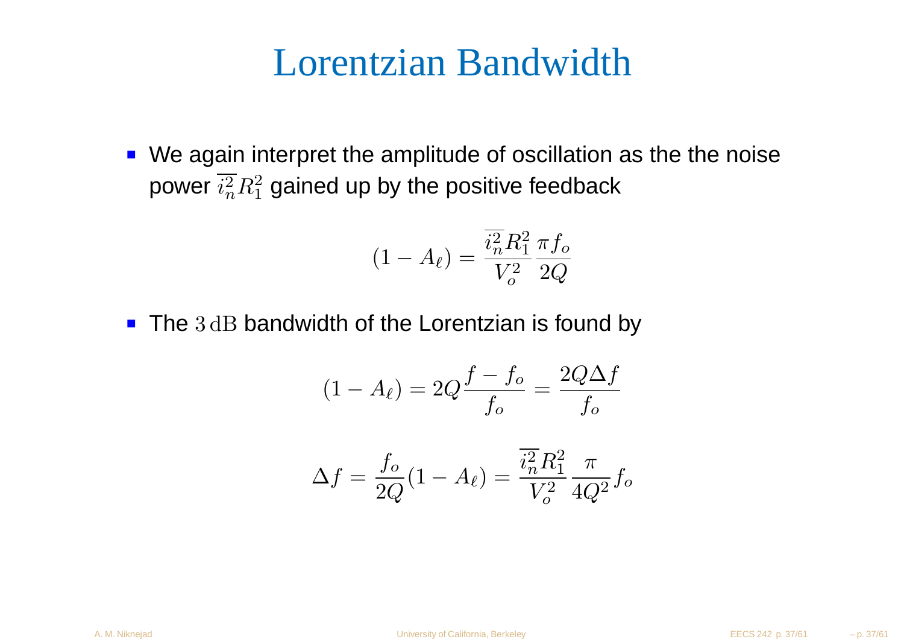# Lorentzian Bandwidth

- We again interpret the amplitude of oscillation as the the noise power $\overline{i_n^2} R_1^2$ gained up by the positive feedback

$$(1 - A_\ell) = \frac{\overline{i_n^2} R_1^2}{V_o^2} \frac{\pi f_o}{2Q}$$

- The $3\,\mathrm{dB}$ bandwidth of the Lorentzian is found by

$$(1 - A_\ell) = 2Q \frac{f - f_o}{f_o} = \frac{2Q\Delta f}{f_o}$$

$$\Delta f = \frac{f_o}{2Q}(1 - A_\ell) = \frac{\overline{i_n^2} R_1^2}{V_o^2} \frac{\pi}{4Q^2} f_o$$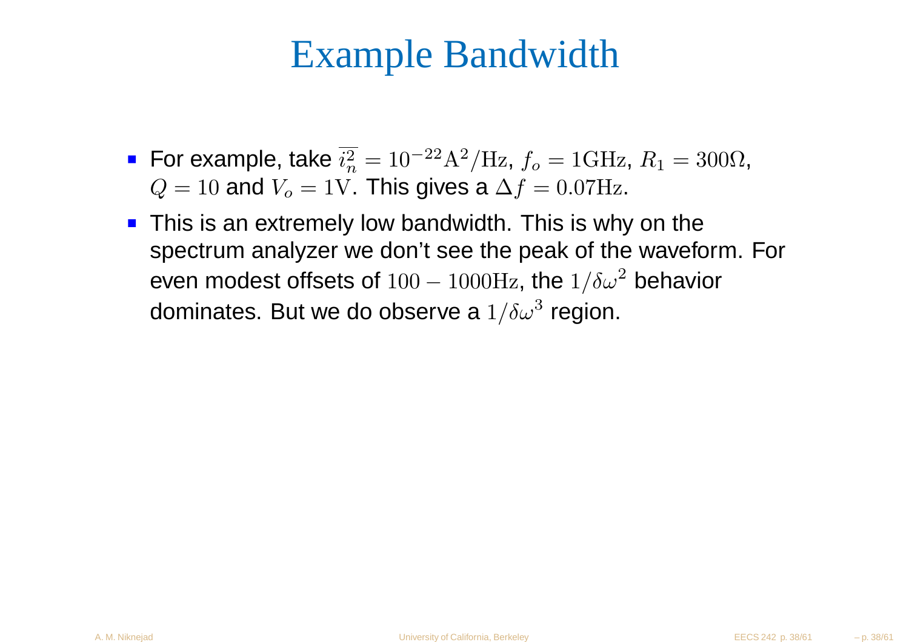# Example Bandwidth

- For example, take $\overline{i_n^2} = 10^{-22}\mathrm{A}^2/\mathrm{Hz}$, $f_o = 1\mathrm{GHz}$, $R_1 = 300\Omega$, $Q = 10$ and $V_o = 1\mathrm{V}$. This gives a $\Delta f = 0.07\mathrm{Hz}$.
- This is an extremely low bandwidth. This is why on the spectrum analyzer we don't see the peak of the waveform. For even modest offsets of $100 - 1000\mathrm{Hz}$, the $1/\delta\omega^2$ behavior dominates. But we do observe a $1/\delta\omega^3$ region.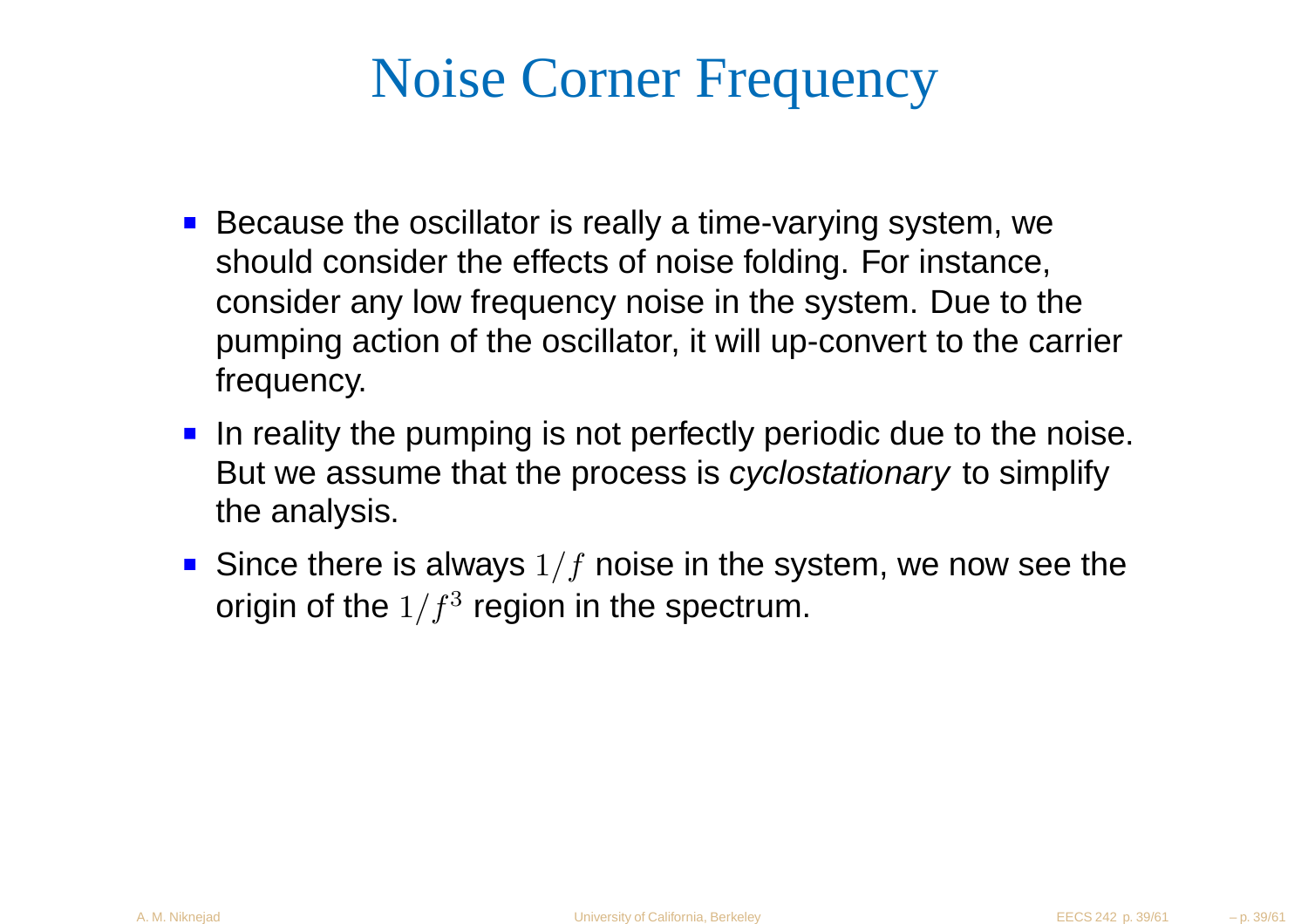# Noise Corner Frequency

- Because the oscillator is really a time-varying system, we should consider the effects of noise folding. For instance, consider any low frequency noise in the system. Due to the pumping action of the oscillator, it will up-convert to the carrier frequency.
- In reality the pumping is not perfectly periodic due to the noise. But we assume that the process is *cyclostationary* to simplify the analysis.
- Since there is always $1/f$ noise in the system, we now see the origin of the $1/f^3$ region in the spectrum.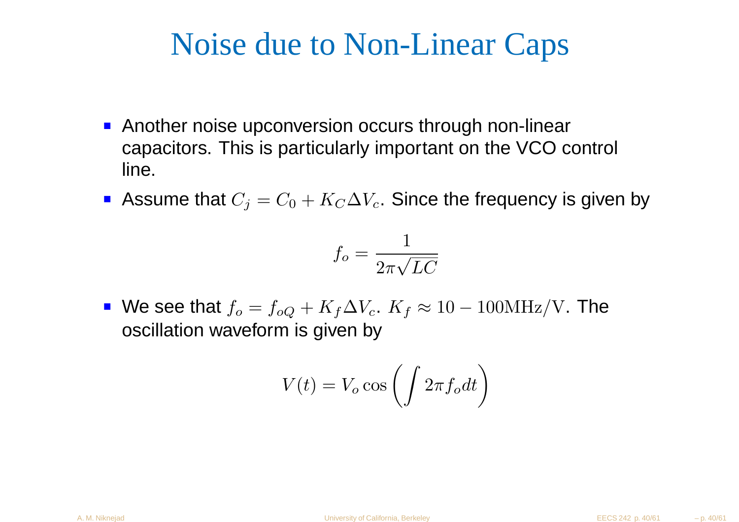# Noise due to Non-Linear Caps

- Another noise upconversion occurs through non-linear capacitors. This is particularly important on the VCO control line.
- Assume that $C_j = C_0 + K_C \Delta V_c$. Since the frequency is given by

$$f_o = \frac{1}{2\pi\sqrt{LC}}$$

- We see that $f_o = f_{oQ} + K_f \Delta V_c$. $K_f \approx 10 - 100\mathrm{MHz/V}$. The oscillation waveform is given by

$$V(t) = V_o \cos\left(\int 2\pi f_o dt\right)$$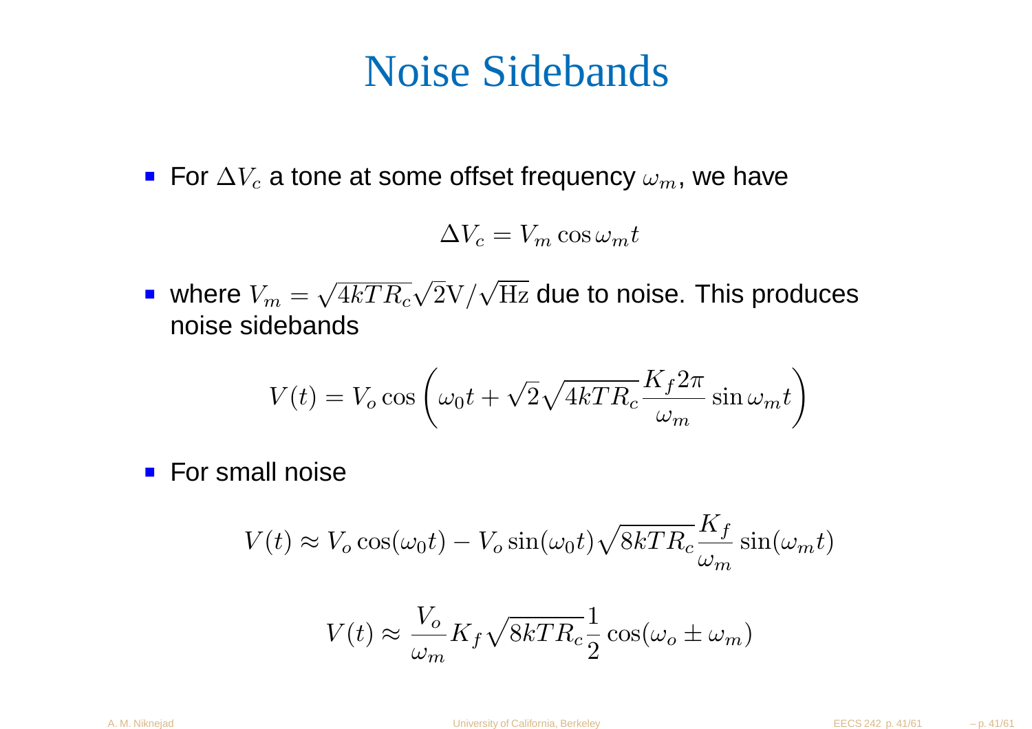# Noise Sidebands

- For $\Delta V_c$ a tone at some offset frequency $\omega_m$, we have

$$\Delta V_c = V_m \cos \omega_m t$$

- where $V_m = \sqrt{4kTR_c}\sqrt{2}\mathrm{V}/\sqrt{\mathrm{Hz}}$ due to noise. This produces noise sidebands

$$V(t) = V_o \cos\left(\omega_0 t + \sqrt{2}\sqrt{4kTR_c}\frac{K_f 2\pi}{\omega_m}\sin \omega_m t\right)$$

- For small noise

$$V(t) \approx V_o \cos(\omega_0 t) - V_o \sin(\omega_0 t)\sqrt{8kTR_c}\frac{K_f}{\omega_m}\sin(\omega_m t)$$

$$V(t) \approx \frac{V_o}{\omega_m} K_f \sqrt{8kTR_c}\frac{1}{2}\cos(\omega_o \pm \omega_m)$$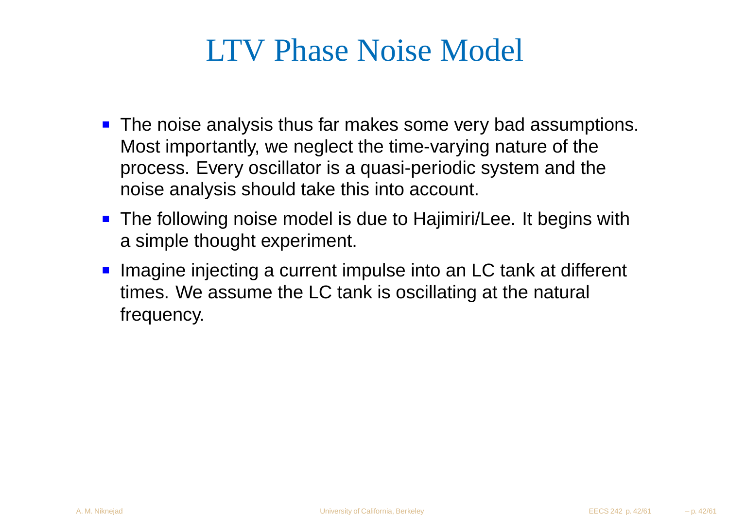# LTV Phase Noise Model

- The noise analysis thus far makes some very bad assumptions. Most importantly, we neglect the time-varying nature of the process. Every oscillator is a quasi-periodic system and the noise analysis should take this into account.
- The following noise model is due to Hajimiri/Lee. It begins with a simple thought experiment.
- Imagine injecting a current impulse into an LC tank at different times. We assume the LC tank is oscillating at the natural frequency.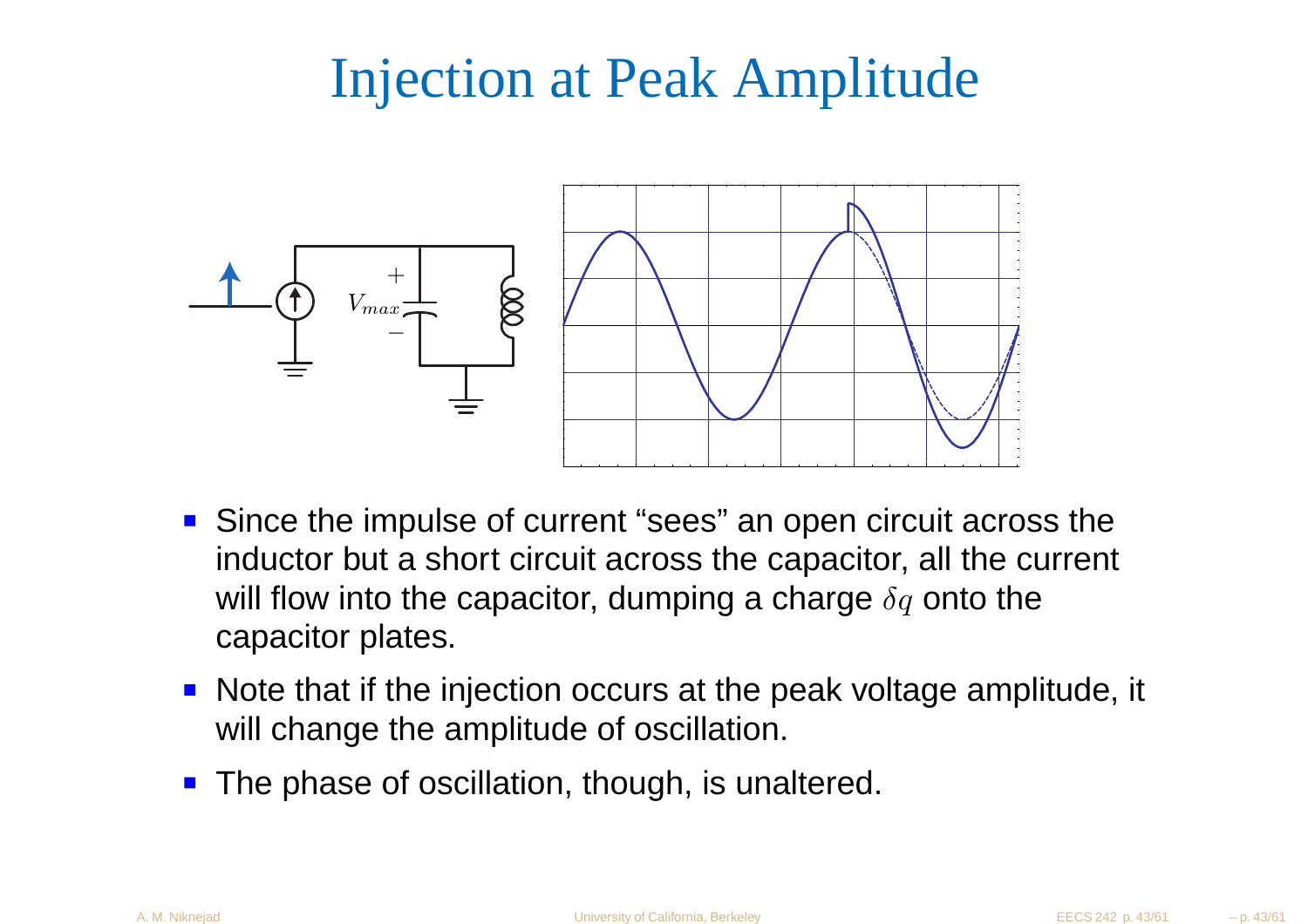# Injection at Peak Amplitude

- Since the impulse of current "sees" an open circuit across the inductor but a short circuit across the capacitor, all the current will flow into the capacitor, dumping a charge $\delta q$ onto the capacitor plates.
- Note that if the injection occurs at the peak voltage amplitude, it will change the amplitude of oscillation.
- The phase of oscillation, though, is unaltered.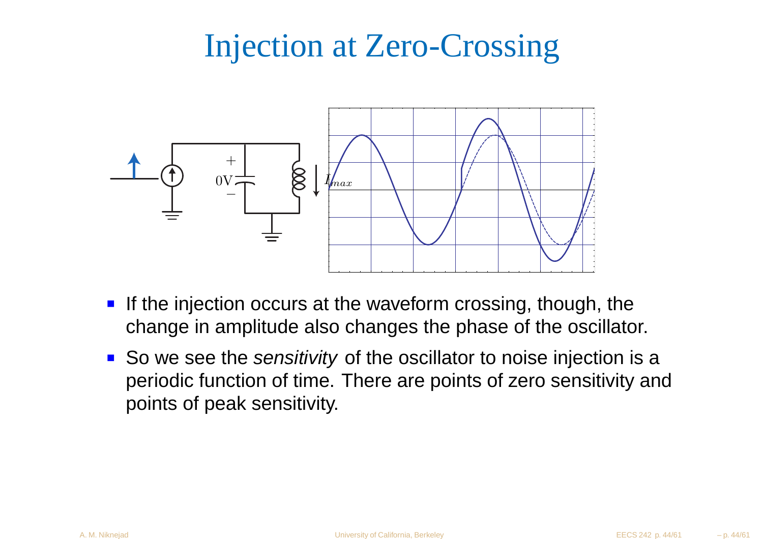# Injection at Zero-Crossing

- If the injection occurs at the waveform crossing, though, the change in amplitude also changes the phase of the oscillator.
- So we see the *sensitivity* of the oscillator to noise injection is a periodic function of time. There are points of zero sensitivity and points of peak sensitivity.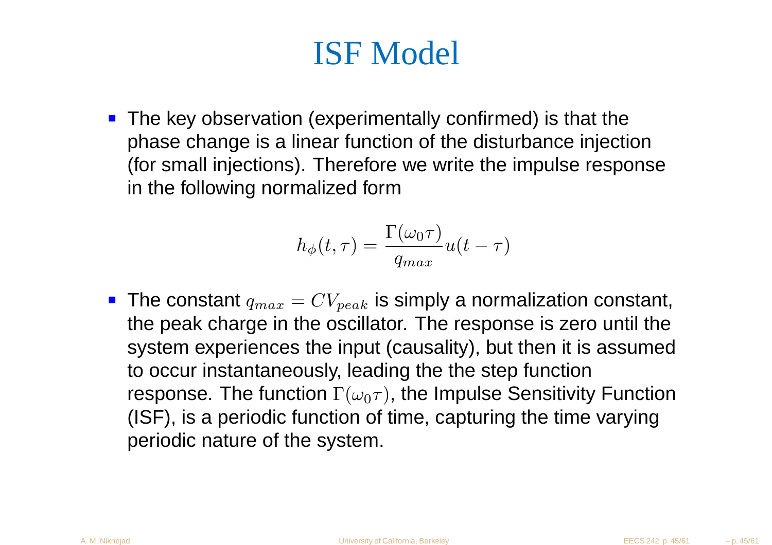# ISF Model

- The key observation (experimentally confirmed) is that the phase change is a linear function of the disturbance injection (for small injections). Therefore we write the impulse response in the following normalized form

$$h_\phi(t, \tau) = \frac{\Gamma(\omega_0 \tau)}{q_{max}} u(t - \tau)$$

- The constant $q_{max} = CV_{peak}$ is simply a normalization constant, the peak charge in the oscillator. The response is zero until the system experiences the input (causality), but then it is assumed to occur instantaneously, leading the the step function response. The function $\Gamma(\omega_0 \tau)$, the Impulse Sensitivity Function (ISF), is a periodic function of time, capturing the time varying periodic nature of the system.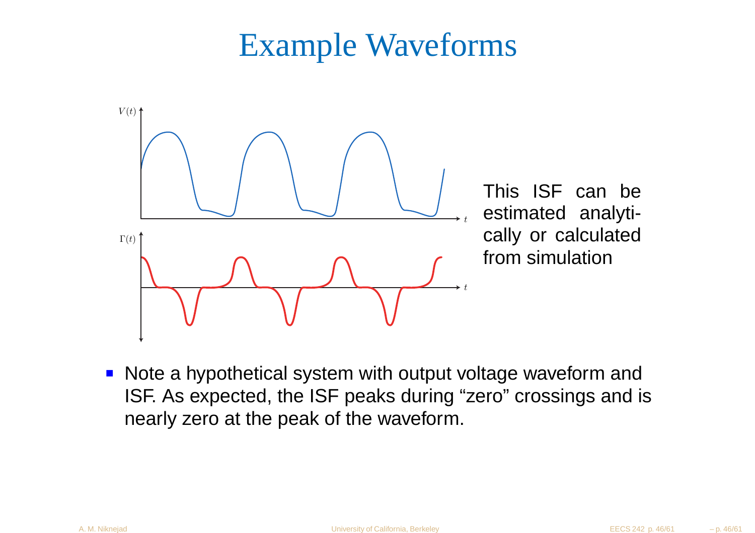# Example Waveforms

This ISF can be estimated analytically or calculated from simulation

- Note a hypothetical system with output voltage waveform and ISF. As expected, the ISF peaks during “zero” crossings and is nearly zero at the peak of the waveform.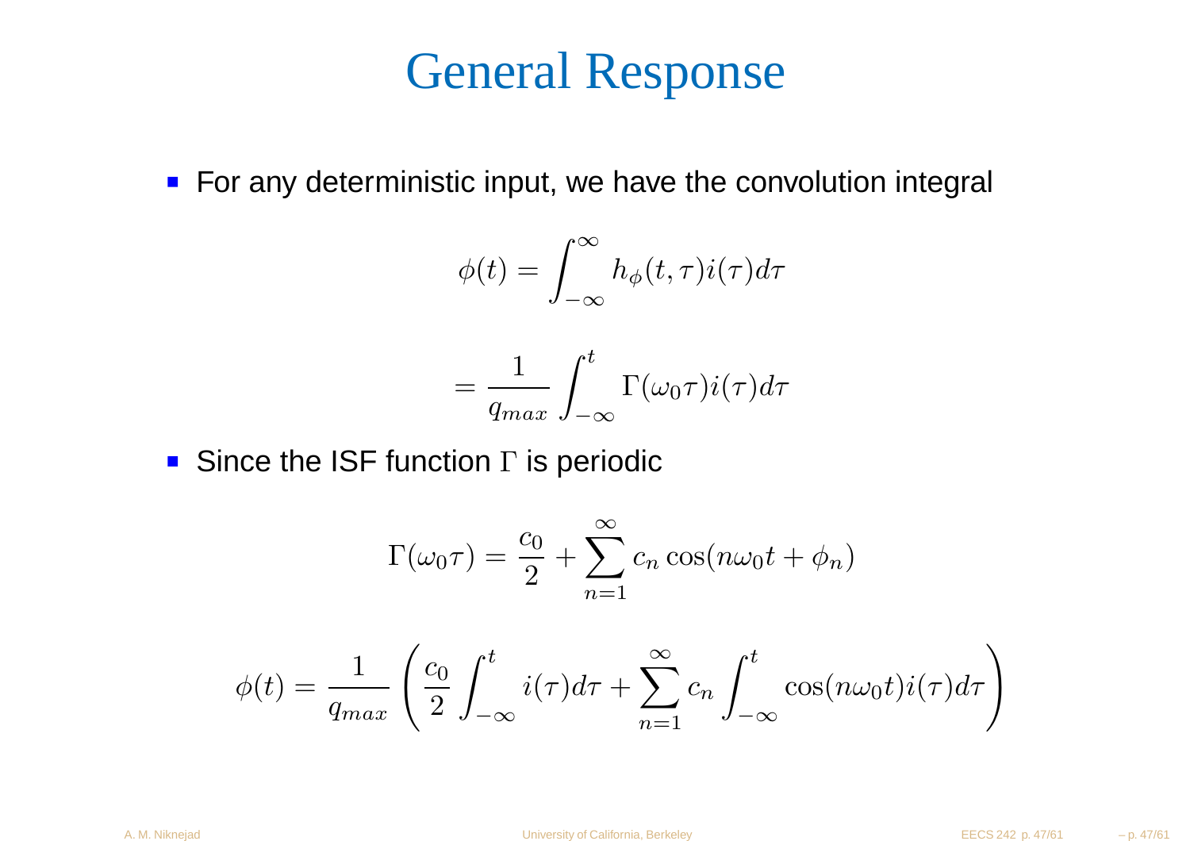# General Response

- For any deterministic input, we have the convolution integral

$$\phi(t) = \int_{-\infty}^{\infty} h_\phi(t,\tau) i(\tau) d\tau$$

$$= \frac{1}{q_{max}} \int_{-\infty}^{t} \Gamma(\omega_0 \tau) i(\tau) d\tau$$

- Since the ISF function $\Gamma$ is periodic

$$\Gamma(\omega_0 \tau) = \frac{c_0}{2} + \sum_{n=1}^{\infty} c_n \cos(n\omega_0 t + \phi_n)$$

$$\phi(t) = \frac{1}{q_{max}} \left( \frac{c_0}{2} \int_{-\infty}^{t} i(\tau) d\tau + \sum_{n=1}^{\infty} c_n \int_{-\infty}^{t} \cos(n\omega_0 t) i(\tau) d\tau \right)$$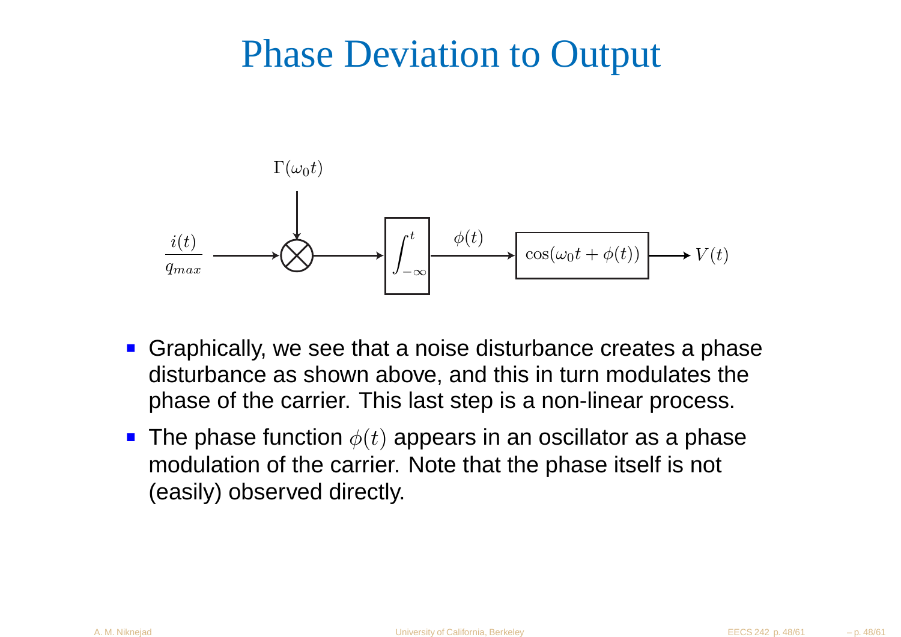# Phase Deviation to Output

$\Gamma(\omega_0 t)$

$\frac{i(t)}{q_{max}}$ → ⊗ → $\int_{-\infty}^{t}$ → $\phi(t)$ → $\cos(\omega_0 t + \phi(t))$ → $V(t)$

- Graphically, we see that a noise disturbance creates a phase disturbance as shown above, and this in turn modulates the phase of the carrier. This last step is a non-linear process.
- The phase function $\phi(t)$ appears in an oscillator as a phase modulation of the carrier. Note that the phase itself is not (easily) observed directly.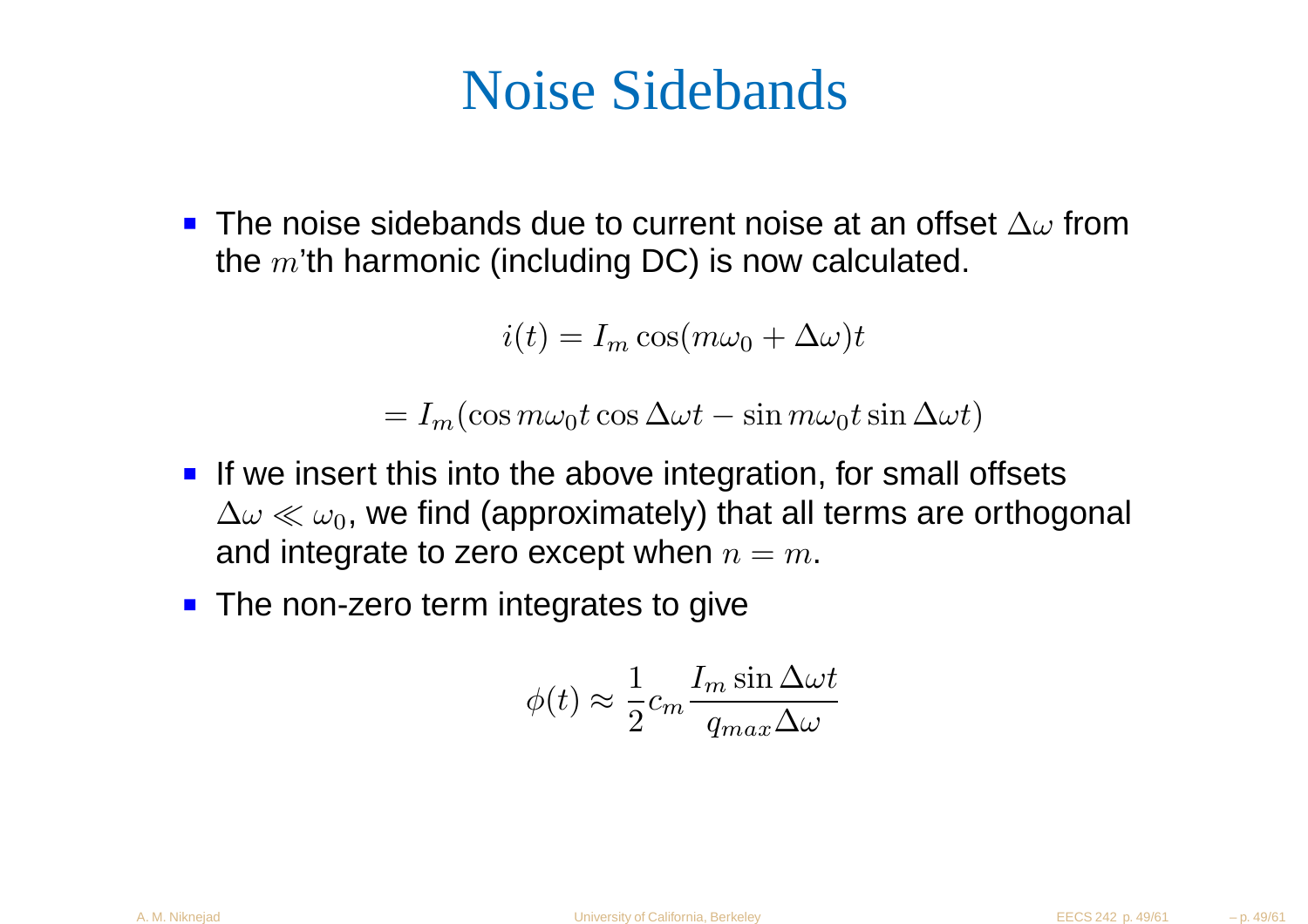# Noise Sidebands

- The noise sidebands due to current noise at an offset $\Delta\omega$ from the $m$'th harmonic (including DC) is now calculated.

$$i(t) = I_m \cos(m\omega_0 + \Delta\omega)t$$

$$= I_m(\cos m\omega_0 t \cos \Delta\omega t - \sin m\omega_0 t \sin \Delta\omega t)$$

- If we insert this into the above integration, for small offsets $\Delta\omega \ll \omega_0$, we find (approximately) that all terms are orthogonal and integrate to zero except when $n = m$.
- The non-zero term integrates to give

$$\phi(t) \approx \frac{1}{2} c_m \frac{I_m \sin \Delta\omega t}{q_{max} \Delta\omega}$$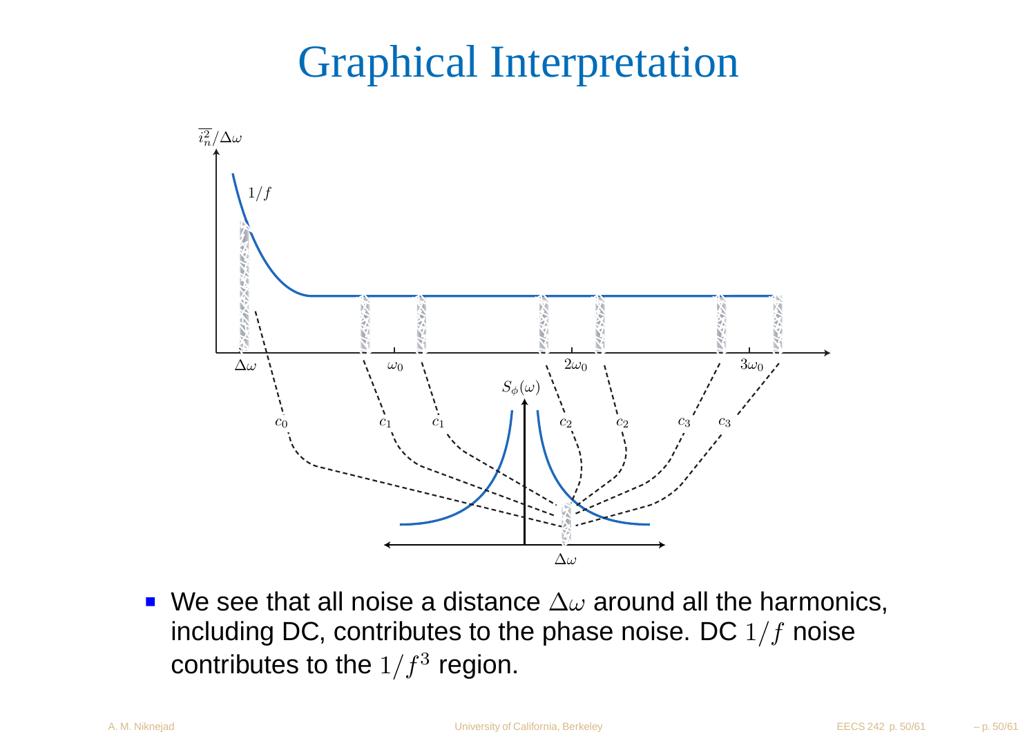# Graphical Interpretation

- We see that all noise a distance $\Delta\omega$ around all the harmonics, including DC, contributes to the phase noise. DC $1/f$ noise contributes to the $1/f^3$ region.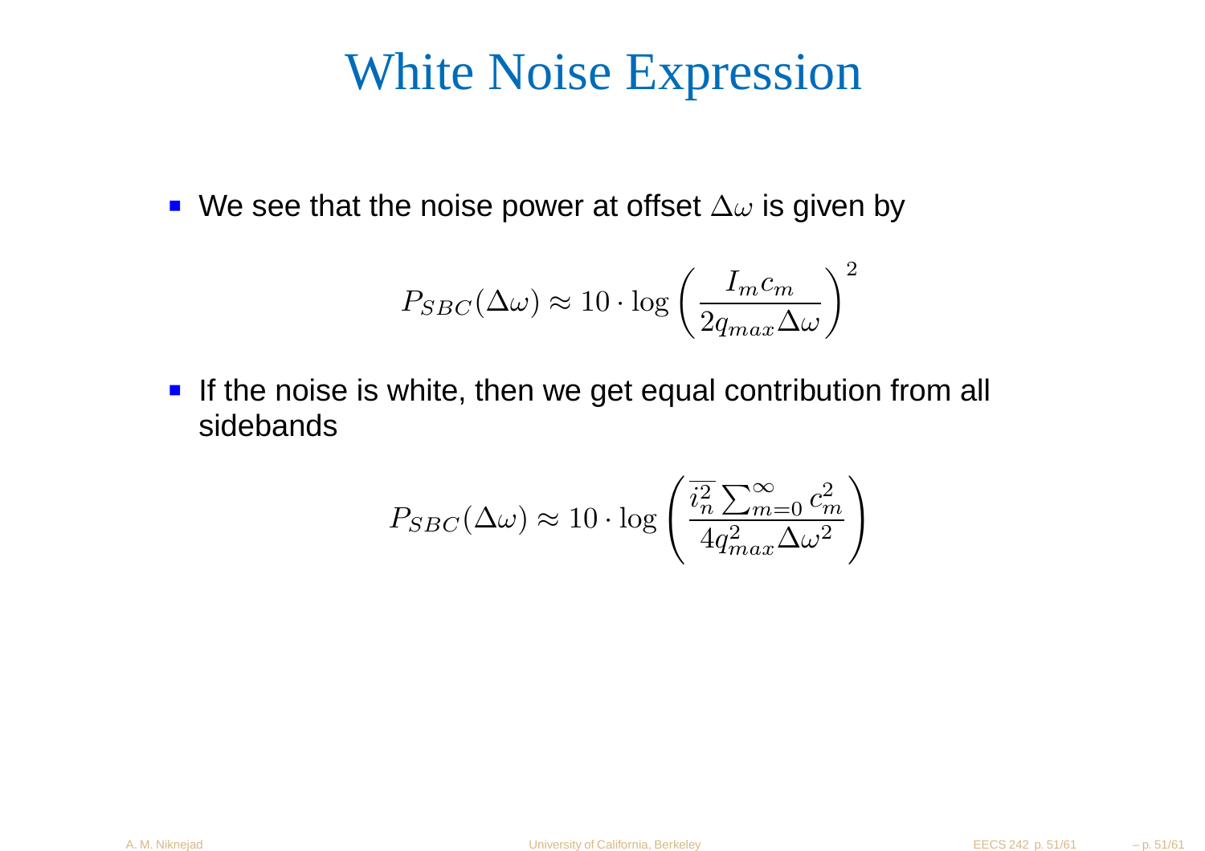# White Noise Expression

- We see that the noise power at offset $\Delta\omega$ is given by

$$P_{SBC}(\Delta\omega) \approx 10 \cdot \log \left( \frac{I_m c_m}{2 q_{max} \Delta\omega} \right)^2$$

- If the noise is white, then we get equal contribution from all sidebands

$$P_{SBC}(\Delta\omega) \approx 10 \cdot \log \left( \frac{\overline{i_n^2} \sum_{m=0}^{\infty} c_m^2}{4 q_{max}^2 \Delta\omega^2} \right)$$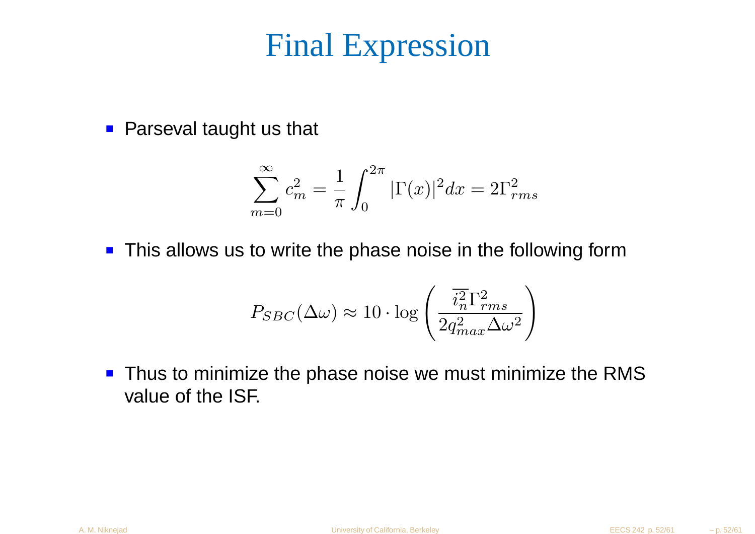# Final Expression

- Parseval taught us that

$$\sum_{m=0}^{\infty} c_m^2 = \frac{1}{\pi} \int_0^{2\pi} |\Gamma(x)|^2 dx = 2\Gamma_{rms}^2$$

- This allows us to write the phase noise in the following form

$$P_{SBC}(\Delta\omega) \approx 10 \cdot \log \left( \frac{\overline{i_n^2} \Gamma_{rms}^2}{2 q_{max}^2 \Delta\omega^2} \right)$$

- Thus to minimize the phase noise we must minimize the RMS value of the ISF.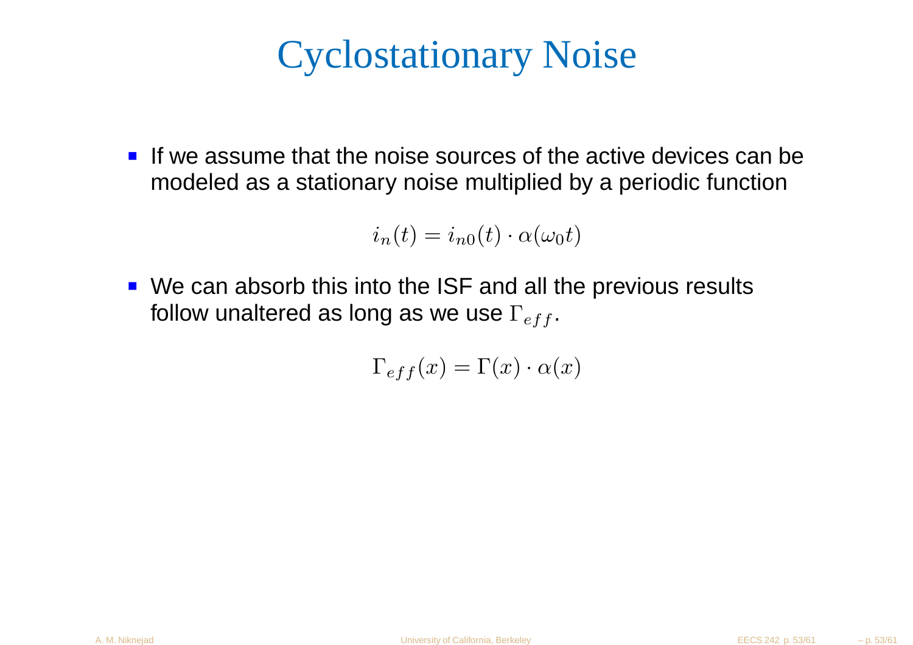# Cyclostationary Noise

- If we assume that the noise sources of the active devices can be modeled as a stationary noise multiplied by a periodic function

$$i_n(t) = i_{n0}(t) \cdot \alpha(\omega_0 t)$$

- We can absorb this into the ISF and all the previous results follow unaltered as long as we use $\Gamma_{eff}$.

$$\Gamma_{eff}(x) = \Gamma(x) \cdot \alpha(x)$$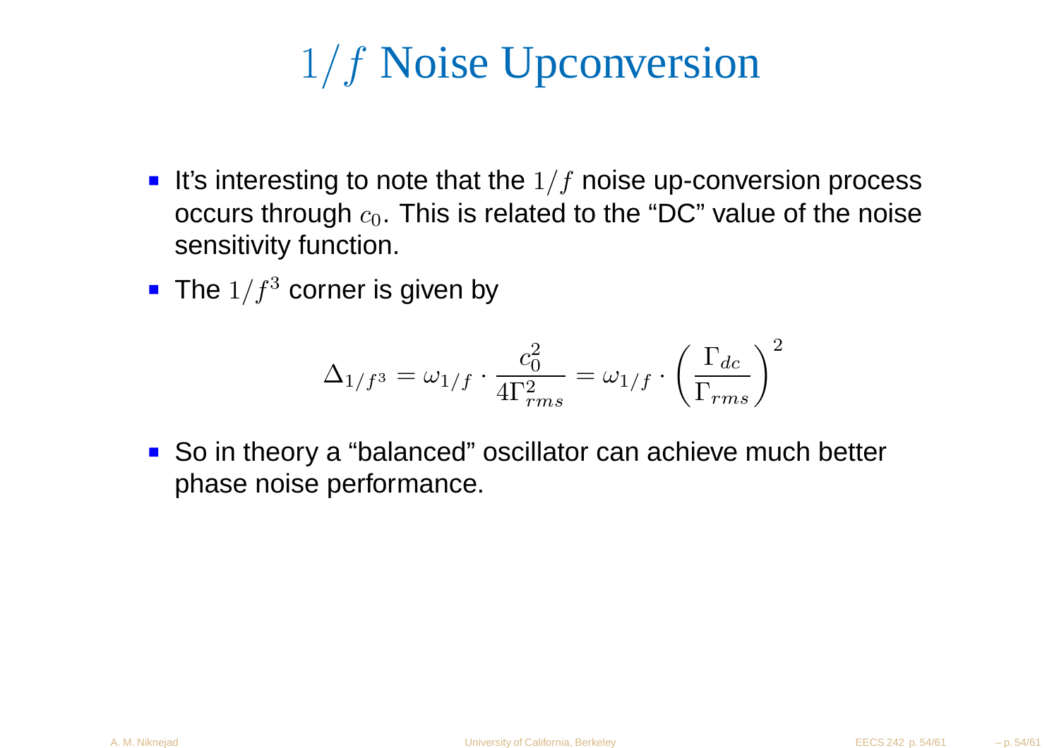# $1/f$ Noise Upconversion

- It's interesting to note that the $1/f$ noise up-conversion process occurs through $c_0$. This is related to the "DC" value of the noise sensitivity function.
- The $1/f^3$ corner is given by

$$\Delta_{1/f^3} = \omega_{1/f} \cdot \frac{c_0^2}{4\Gamma_{rms}^2} = \omega_{1/f} \cdot \left(\frac{\Gamma_{dc}}{\Gamma_{rms}}\right)^2$$

- So in theory a "balanced" oscillator can achieve much better phase noise performance.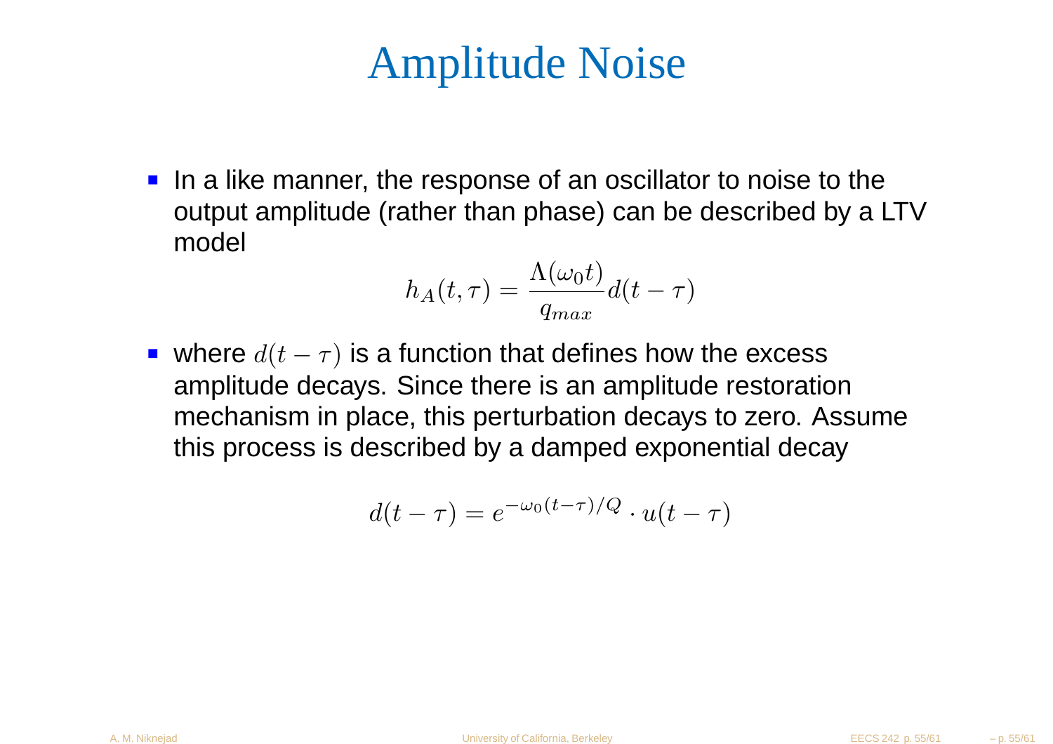# Amplitude Noise

- In a like manner, the response of an oscillator to noise to the output amplitude (rather than phase) can be described by a LTV model

$$h_A(t,\tau) = \frac{\Lambda(\omega_0 t)}{q_{max}} d(t-\tau)$$

- where $d(t-\tau)$ is a function that defines how the excess amplitude decays. Since there is an amplitude restoration mechanism in place, this perturbation decays to zero. Assume this process is described by a damped exponential decay

$$d(t-\tau) = e^{-\omega_0 (t-\tau)/Q} \cdot u(t-\tau)$$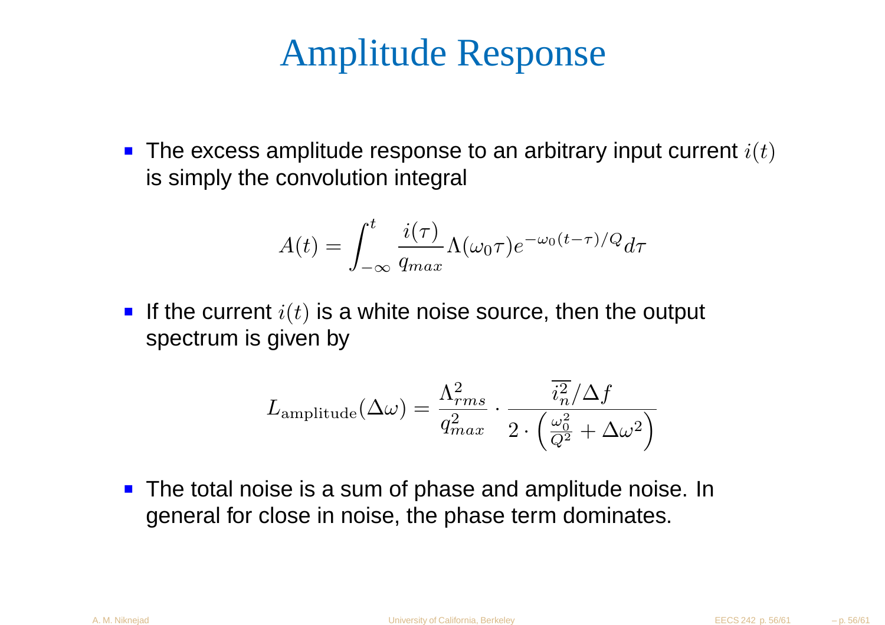# Amplitude Response

- The excess amplitude response to an arbitrary input current $i(t)$ is simply the convolution integral

$$A(t) = \int_{-\infty}^{t} \frac{i(\tau)}{q_{max}} \Lambda(\omega_0 \tau) e^{-\omega_0 (t-\tau)/Q} d\tau$$

- If the current $i(t)$ is a white noise source, then the output spectrum is given by

$$L_{\text{amplitude}}(\Delta\omega) = \frac{\Lambda_{rms}^2}{q_{max}^2} \cdot \frac{\overline{i_n^2}/\Delta f}{2 \cdot \left( \frac{\omega_0^2}{Q^2} + \Delta\omega^2 \right)}$$

- The total noise is a sum of phase and amplitude noise. In general for close in noise, the phase term dominates.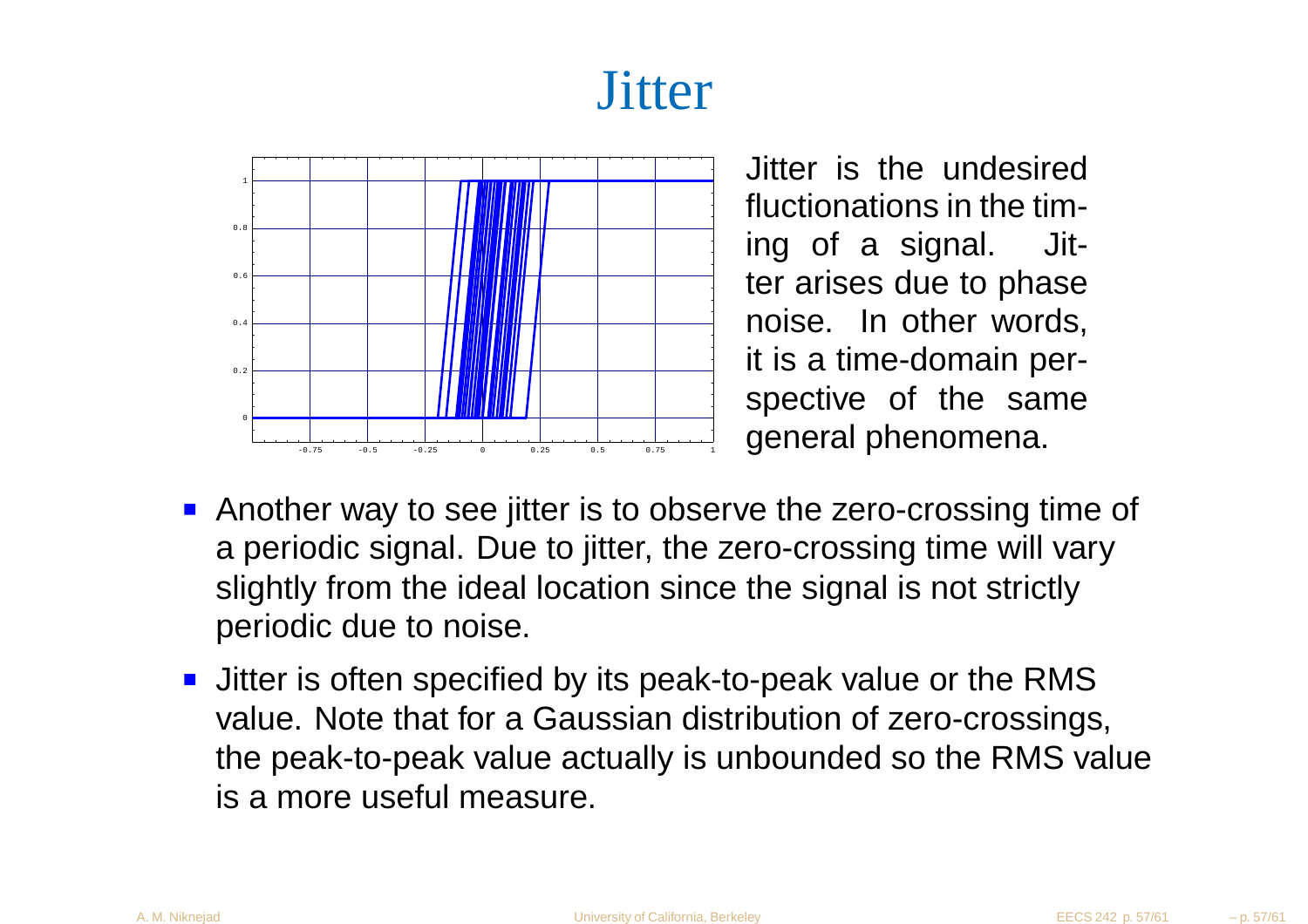# Jitter

Jitter is the undesired fluctionations in the timing of a signal. Jitter arises due to phase noise. In other words, it is a time-domain perspective of the same general phenomena.

- Another way to see jitter is to observe the zero-crossing time of a periodic signal. Due to jitter, the zero-crossing time will vary slightly from the ideal location since the signal is not strictly periodic due to noise.
- Jitter is often specified by its peak-to-peak value or the RMS value. Note that for a Gaussian distribution of zero-crossings, the peak-to-peak value actually is unbounded so the RMS value is a more useful measure.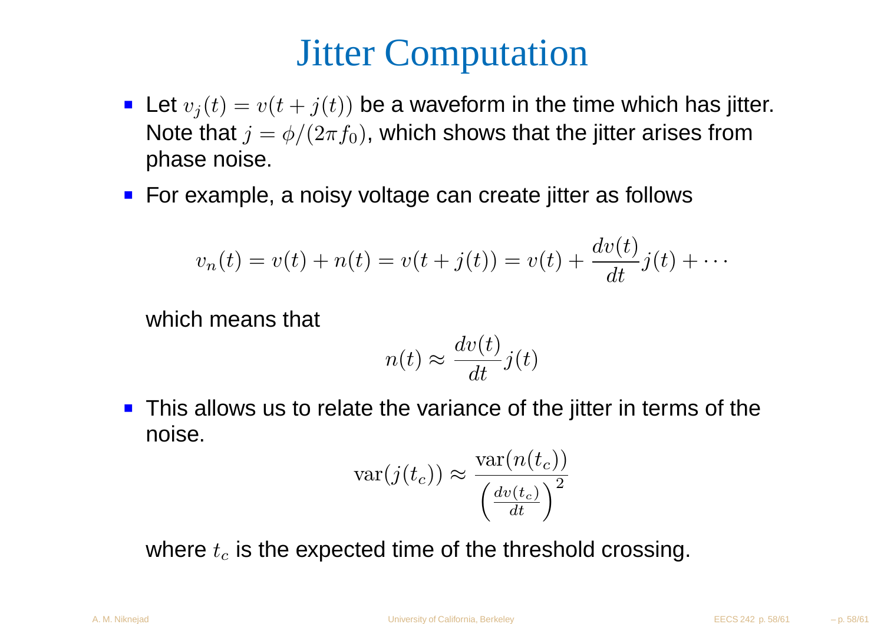# Jitter Computation

- Let $v_j(t) = v(t + j(t))$ be a waveform in the time which has jitter. Note that $j = \phi/(2\pi f_0)$, which shows that the jitter arises from phase noise.
- For example, a noisy voltage can create jitter as follows

$$v_n(t) = v(t) + n(t) = v(t + j(t)) = v(t) + \frac{dv(t)}{dt} j(t) + \cdots$$

  which means that

$$n(t) \approx \frac{dv(t)}{dt} j(t)$$

- This allows us to relate the variance of the jitter in terms of the noise.

$$\mathrm{var}(j(t_c)) \approx \frac{\mathrm{var}(n(t_c))}{\left(\frac{dv(t_c)}{dt}\right)^2}$$

  where $t_c$ is the expected time of the threshold crossing.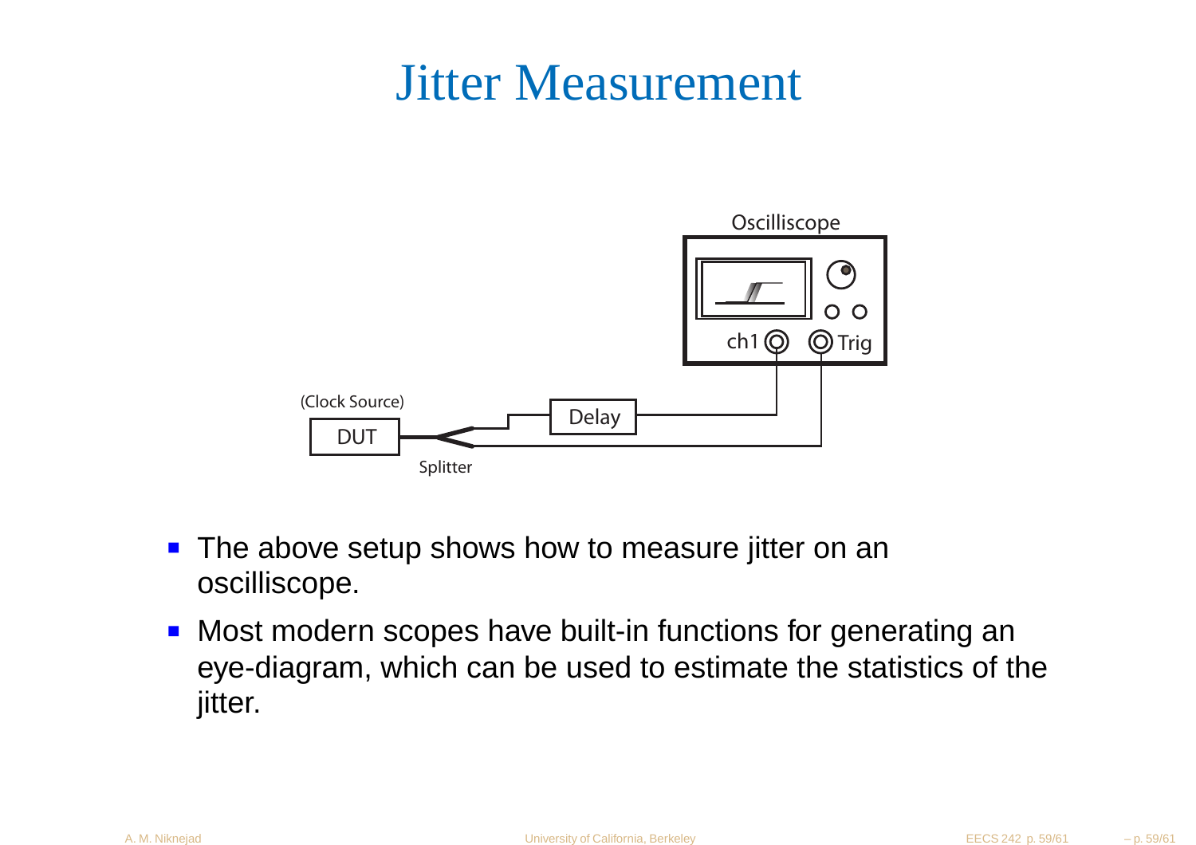# Jitter Measurement

- The above setup shows how to measure jitter on an oscilliscope.
- Most modern scopes have built-in functions for generating an eye-diagram, which can be used to estimate the statistics of the jitter.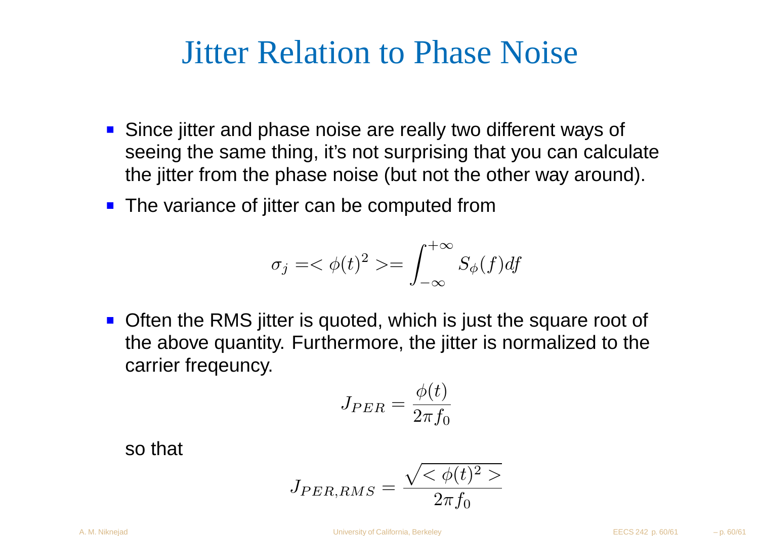# Jitter Relation to Phase Noise

- Since jitter and phase noise are really two different ways of seeing the same thing, it's not surprising that you can calculate the jitter from the phase noise (but not the other way around).
- The variance of jitter can be computed from

$$\sigma_j =< \phi(t)^2 >= \int_{-\infty}^{+\infty} S_\phi(f) df$$

- Often the RMS jitter is quoted, which is just the square root of the above quantity. Furthermore, the jitter is normalized to the carrier freqeuncy.

$$J_{PER} = \frac{\phi(t)}{2\pi f_0}$$

so that

$$J_{PER,RMS} = \frac{\sqrt{< \phi(t)^2 >}}{2\pi f_0}$$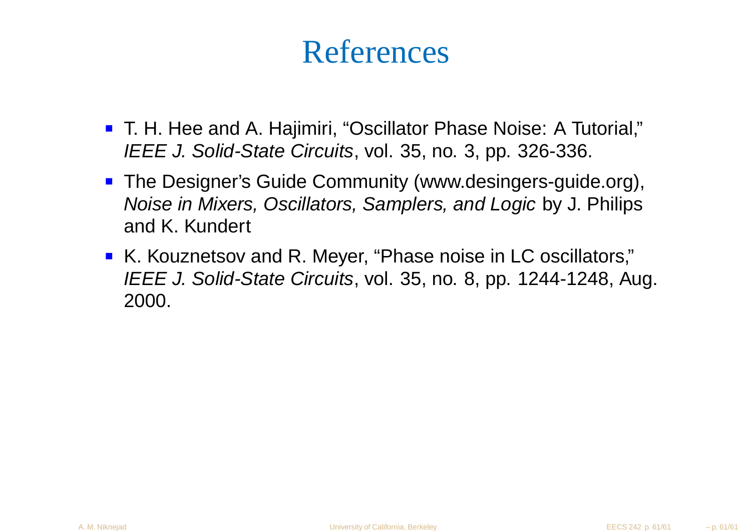# References

- T. H. Hee and A. Hajimiri, "Oscillator Phase Noise: A Tutorial," *IEEE J. Solid-State Circuits*, vol. 35, no. 3, pp. 326-336.
- The Designer's Guide Community (www.desingers-guide.org), *Noise in Mixers, Oscillators, Samplers, and Logic* by J. Philips and K. Kundert
- K. Kouznetsov and R. Meyer, "Phase noise in LC oscillators," *IEEE J. Solid-State Circuits*, vol. 35, no. 8, pp. 1244-1248, Aug. 2000.